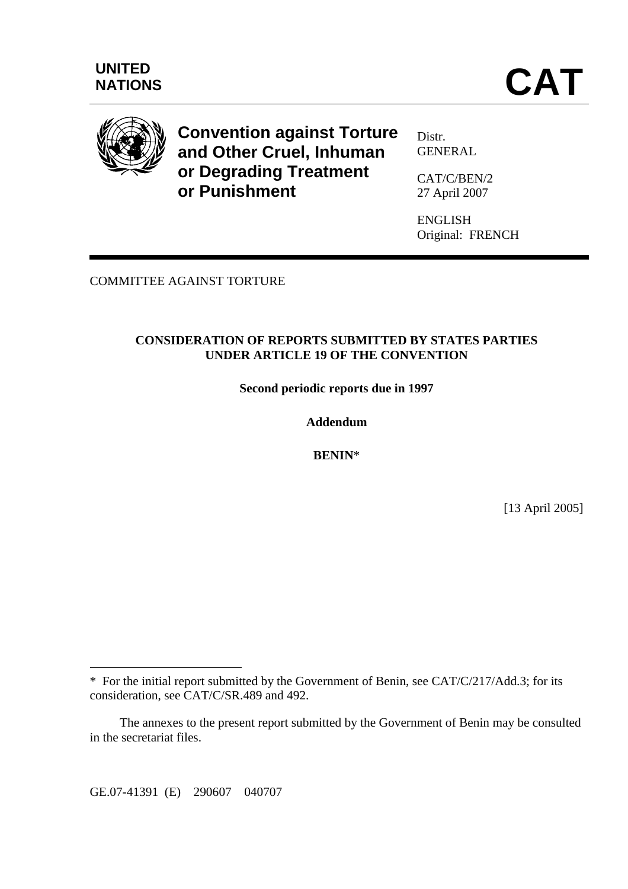UNITED NATIONS

# CAT

**Convention against Torture and Other Cruel, Inhuman or Degrading Treatment or Punishment**

Distr.
GENERAL

CAT/C/BEN/2
27 April 2007

ENGLISH
Original: FRENCH

COMMITTEE AGAINST TORTURE

**CONSIDERATION OF REPORTS SUBMITTED BY STATES PARTIES UNDER ARTICLE 19 OF THE CONVENTION**

**Second periodic reports due in 1997**

**Addendum**

**BENIN***

[13 April 2005]

---

* For the initial report submitted by the Government of Benin, see CAT/C/217/Add.3; for its consideration, see CAT/C/SR.489 and 492.

The annexes to the present report submitted by the Government of Benin may be consulted in the secretariat files.

GE.07-41391 (E) 290607 040707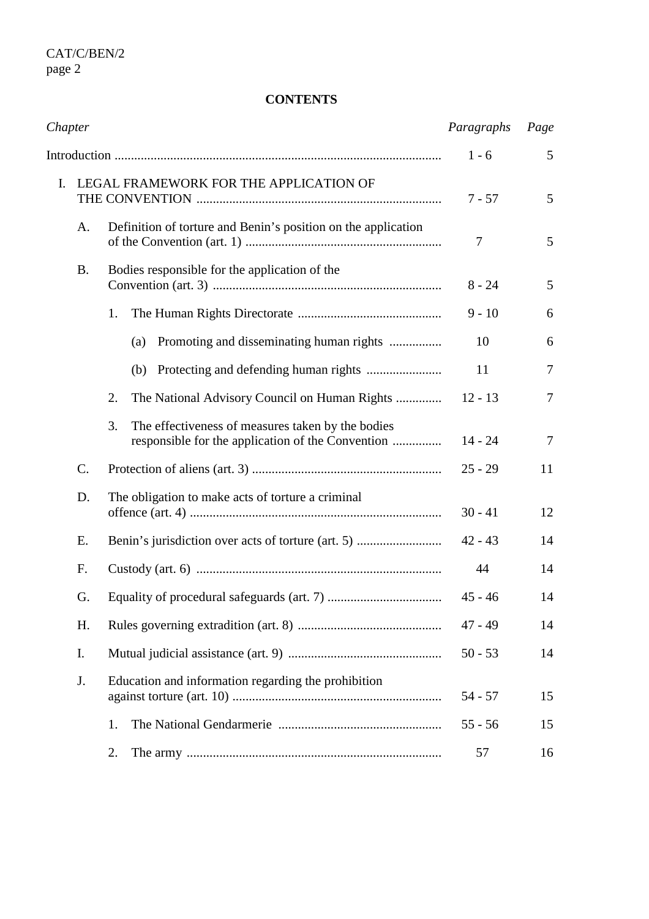**CONTENTS**

| *Chapter* | *Paragraphs* | *Page* |
|---|---|---|
| Introduction | 1 - 6 | 5 |
| I. LEGAL FRAMEWORK FOR THE APPLICATION OF THE CONVENTION | 7 - 57 | 5 |
| A. Definition of torture and Benin's position on the application of the Convention (art. 1) | 7 | 5 |
| B. Bodies responsible for the application of the Convention (art. 3) | 8 - 24 | 5 |
| 1. The Human Rights Directorate | 9 - 10 | 6 |
| (a) Promoting and disseminating human rights | 10 | 6 |
| (b) Protecting and defending human rights | 11 | 7 |
| 2. The National Advisory Council on Human Rights | 12 - 13 | 7 |
| 3. The effectiveness of measures taken by the bodies responsible for the application of the Convention | 14 - 24 | 7 |
| C. Protection of aliens (art. 3) | 25 - 29 | 11 |
| D. The obligation to make acts of torture a criminal offence (art. 4) | 30 - 41 | 12 |
| E. Benin's jurisdiction over acts of torture (art. 5) | 42 - 43 | 14 |
| F. Custody (art. 6) | 44 | 14 |
| G. Equality of procedural safeguards (art. 7) | 45 - 46 | 14 |
| H. Rules governing extradition (art. 8) | 47 - 49 | 14 |
| I. Mutual judicial assistance (art. 9) | 50 - 53 | 14 |
| J. Education and information regarding the prohibition against torture (art. 10) | 54 - 57 | 15 |
| 1. The National Gendarmerie | 55 - 56 | 15 |
| 2. The army | 57 | 16 |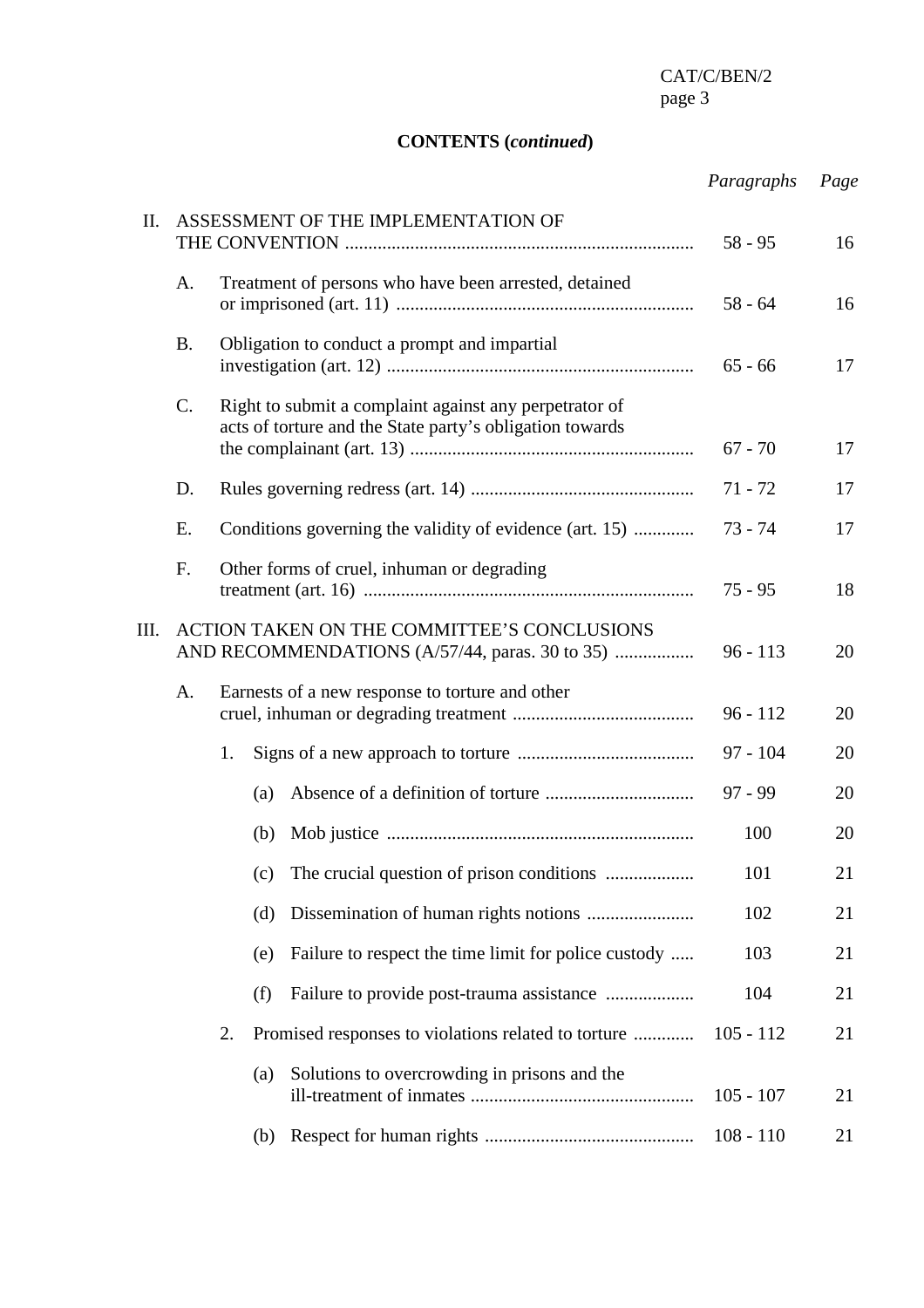**CONTENTS (*continued*)**

| | | | | | *Paragraphs* | *Page* |
|---|---|---|---|---|---|---|
| II. | ASSESSMENT OF THE IMPLEMENTATION OF THE CONVENTION | | | | 58 - 95 | 16 |
| | A. | Treatment of persons who have been arrested, detained or imprisoned (art. 11) | | | 58 - 64 | 16 |
| | B. | Obligation to conduct a prompt and impartial investigation (art. 12) | | | 65 - 66 | 17 |
| | C. | Right to submit a complaint against any perpetrator of acts of torture and the State party's obligation towards the complainant (art. 13) | | | 67 - 70 | 17 |
| | D. | Rules governing redress (art. 14) | | | 71 - 72 | 17 |
| | E. | Conditions governing the validity of evidence (art. 15) | | | 73 - 74 | 17 |
| | F. | Other forms of cruel, inhuman or degrading treatment (art. 16) | | | 75 - 95 | 18 |
| III. | ACTION TAKEN ON THE COMMITTEE'S CONCLUSIONS AND RECOMMENDATIONS (A/57/44, paras. 30 to 35) | | | | 96 - 113 | 20 |
| | A. | Earnests of a new response to torture and other cruel, inhuman or degrading treatment | | | 96 - 112 | 20 |
| | | 1. | Signs of a new approach to torture | | 97 - 104 | 20 |
| | | | (a) | Absence of a definition of torture | 97 - 99 | 20 |
| | | | (b) | Mob justice | 100 | 20 |
| | | | (c) | The crucial question of prison conditions | 101 | 21 |
| | | | (d) | Dissemination of human rights notions | 102 | 21 |
| | | | (e) | Failure to respect the time limit for police custody | 103 | 21 |
| | | | (f) | Failure to provide post-trauma assistance | 104 | 21 |
| | | 2. | Promised responses to violations related to torture | | 105 - 112 | 21 |
| | | | (a) | Solutions to overcrowding in prisons and the ill-treatment of inmates | 105 - 107 | 21 |
| | | | (b) | Respect for human rights | 108 - 110 | 21 |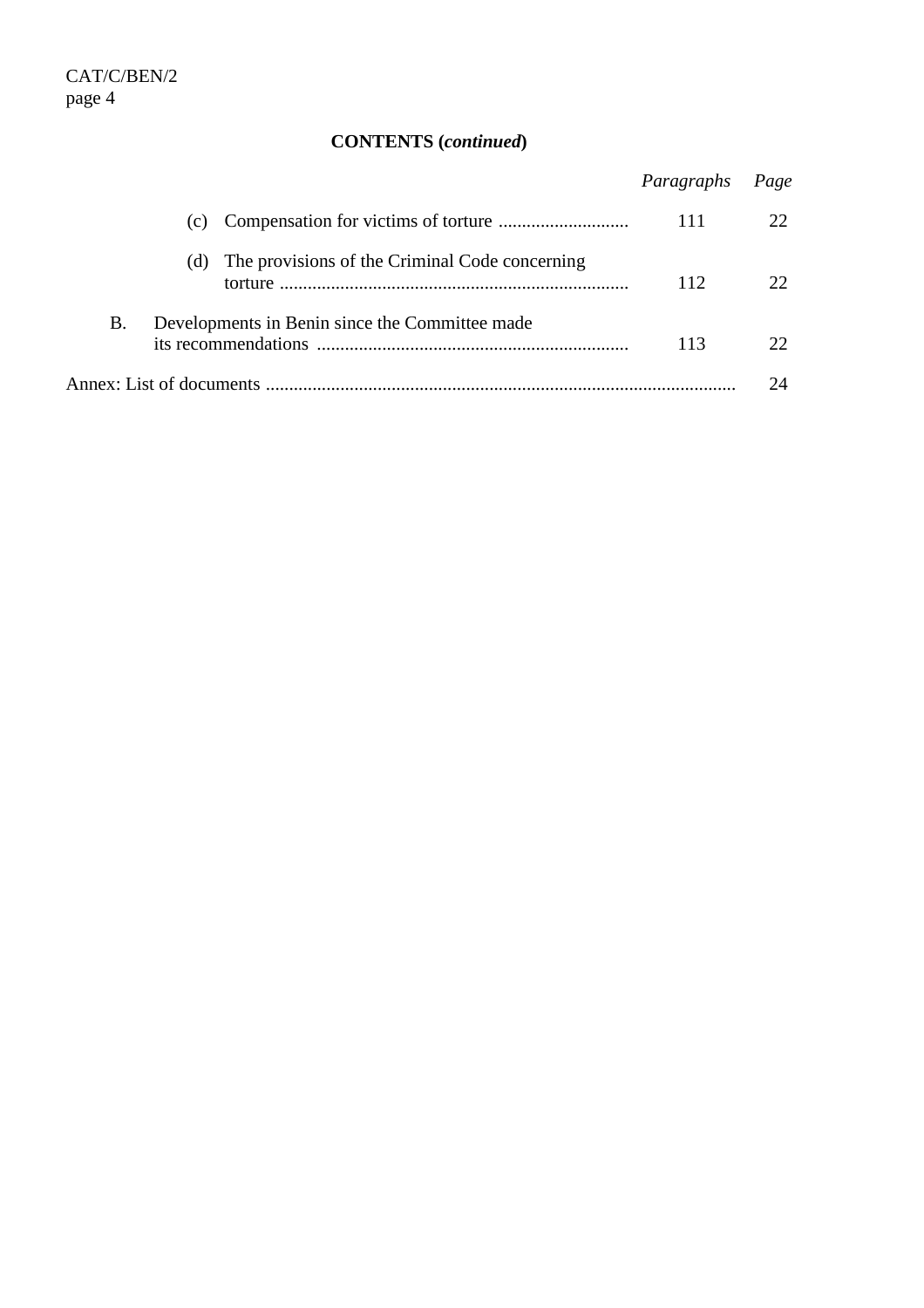**CONTENTS (*continued*)**

| | *Paragraphs* | *Page* |
|---|---|---|
| (c) Compensation for victims of torture | 111 | 22 |
| (d) The provisions of the Criminal Code concerning torture | 112 | 22 |
| B. Developments in Benin since the Committee made its recommendations | 113 | 22 |
| Annex: List of documents | | 24 |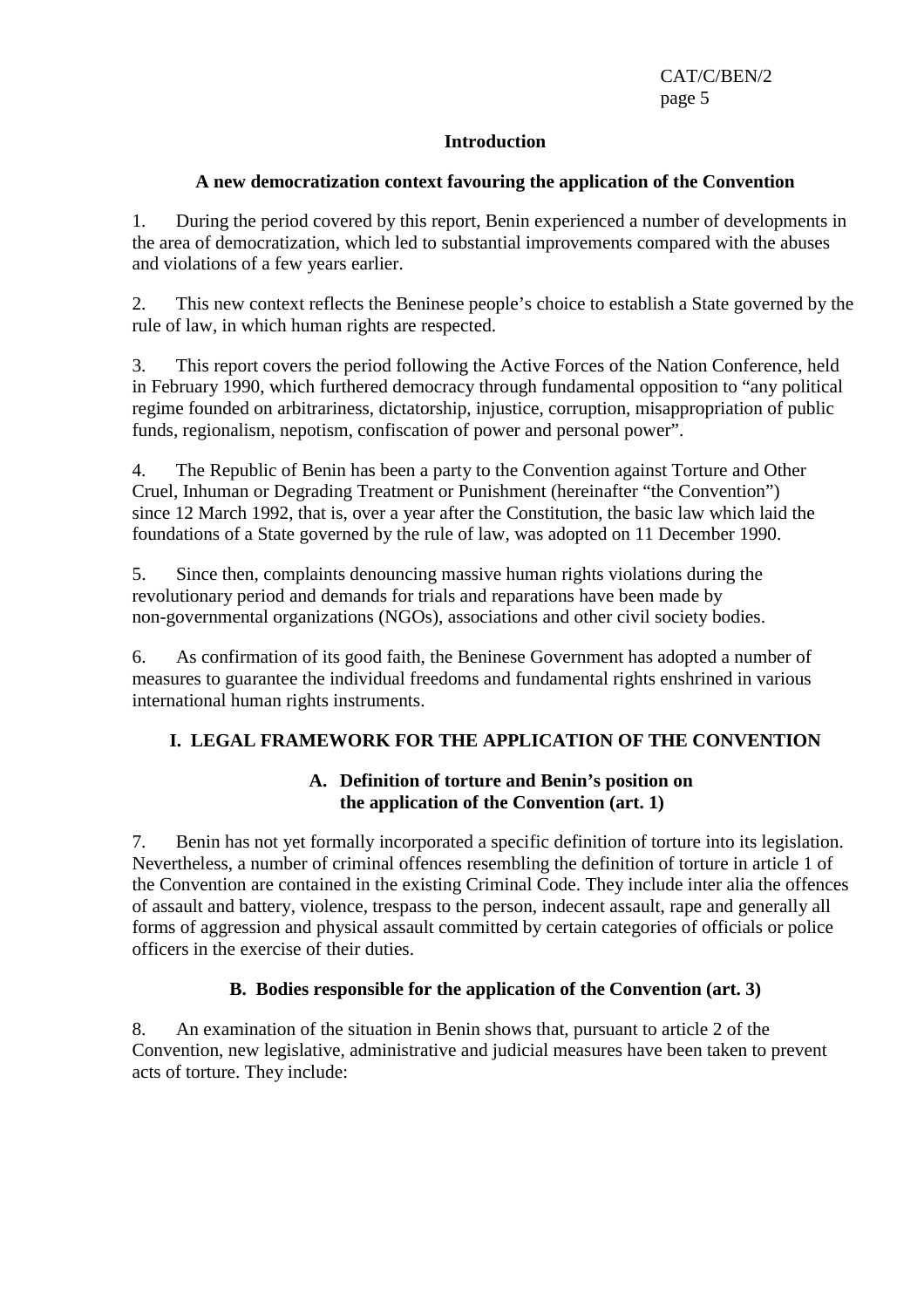## Introduction

### A new democratization context favouring the application of the Convention

1. During the period covered by this report, Benin experienced a number of developments in the area of democratization, which led to substantial improvements compared with the abuses and violations of a few years earlier.

2. This new context reflects the Beninese people's choice to establish a State governed by the rule of law, in which human rights are respected.

3. This report covers the period following the Active Forces of the Nation Conference, held in February 1990, which furthered democracy through fundamental opposition to "any political regime founded on arbitrariness, dictatorship, injustice, corruption, misappropriation of public funds, regionalism, nepotism, confiscation of power and personal power".

4. The Republic of Benin has been a party to the Convention against Torture and Other Cruel, Inhuman or Degrading Treatment or Punishment (hereinafter "the Convention") since 12 March 1992, that is, over a year after the Constitution, the basic law which laid the foundations of a State governed by the rule of law, was adopted on 11 December 1990.

5. Since then, complaints denouncing massive human rights violations during the revolutionary period and demands for trials and reparations have been made by non-governmental organizations (NGOs), associations and other civil society bodies.

6. As confirmation of its good faith, the Beninese Government has adopted a number of measures to guarantee the individual freedoms and fundamental rights enshrined in various international human rights instruments.

## I. LEGAL FRAMEWORK FOR THE APPLICATION OF THE CONVENTION

### A. Definition of torture and Benin's position on the application of the Convention (art. 1)

7. Benin has not yet formally incorporated a specific definition of torture into its legislation. Nevertheless, a number of criminal offences resembling the definition of torture in article 1 of the Convention are contained in the existing Criminal Code. They include inter alia the offences of assault and battery, violence, trespass to the person, indecent assault, rape and generally all forms of aggression and physical assault committed by certain categories of officials or police officers in the exercise of their duties.

### B. Bodies responsible for the application of the Convention (art. 3)

8. An examination of the situation in Benin shows that, pursuant to article 2 of the Convention, new legislative, administrative and judicial measures have been taken to prevent acts of torture. They include: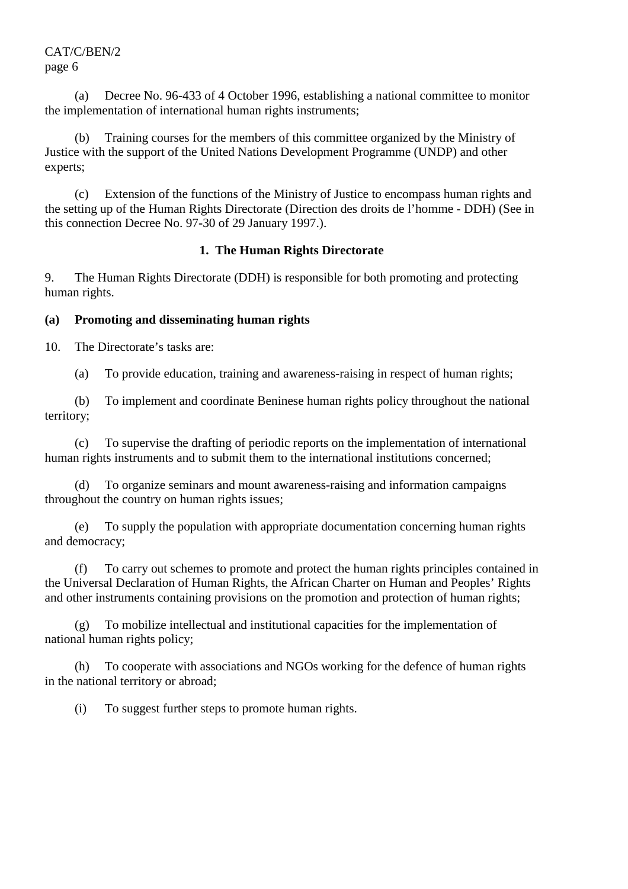(a) Decree No. 96-433 of 4 October 1996, establishing a national committee to monitor the implementation of international human rights instruments;

(b) Training courses for the members of this committee organized by the Ministry of Justice with the support of the United Nations Development Programme (UNDP) and other experts;

(c) Extension of the functions of the Ministry of Justice to encompass human rights and the setting up of the Human Rights Directorate (Direction des droits de l'homme - DDH) (See in this connection Decree No. 97-30 of 29 January 1997.).

### 1. The Human Rights Directorate

9. The Human Rights Directorate (DDH) is responsible for both promoting and protecting human rights.

#### (a) Promoting and disseminating human rights

10. The Directorate's tasks are:

(a) To provide education, training and awareness-raising in respect of human rights;

(b) To implement and coordinate Beninese human rights policy throughout the national territory;

(c) To supervise the drafting of periodic reports on the implementation of international human rights instruments and to submit them to the international institutions concerned;

(d) To organize seminars and mount awareness-raising and information campaigns throughout the country on human rights issues;

(e) To supply the population with appropriate documentation concerning human rights and democracy;

(f) To carry out schemes to promote and protect the human rights principles contained in the Universal Declaration of Human Rights, the African Charter on Human and Peoples' Rights and other instruments containing provisions on the promotion and protection of human rights;

(g) To mobilize intellectual and institutional capacities for the implementation of national human rights policy;

(h) To cooperate with associations and NGOs working for the defence of human rights in the national territory or abroad;

(i) To suggest further steps to promote human rights.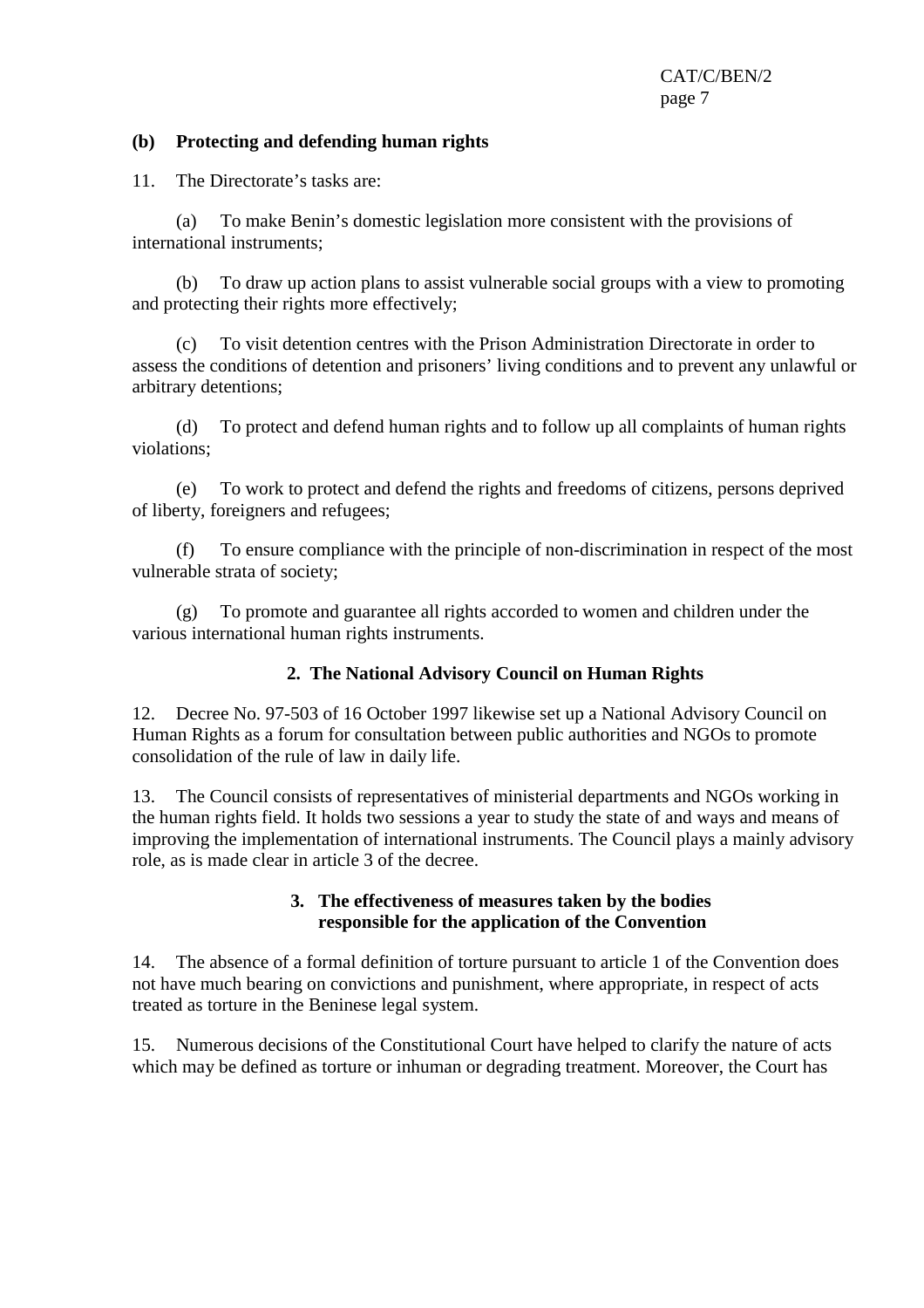**(b) Protecting and defending human rights**

11. The Directorate's tasks are:

(a) To make Benin's domestic legislation more consistent with the provisions of international instruments;

(b) To draw up action plans to assist vulnerable social groups with a view to promoting and protecting their rights more effectively;

(c) To visit detention centres with the Prison Administration Directorate in order to assess the conditions of detention and prisoners' living conditions and to prevent any unlawful or arbitrary detentions;

(d) To protect and defend human rights and to follow up all complaints of human rights violations;

(e) To work to protect and defend the rights and freedoms of citizens, persons deprived of liberty, foreigners and refugees;

(f) To ensure compliance with the principle of non-discrimination in respect of the most vulnerable strata of society;

(g) To promote and guarantee all rights accorded to women and children under the various international human rights instruments.

### 2. The National Advisory Council on Human Rights

12. Decree No. 97-503 of 16 October 1997 likewise set up a National Advisory Council on Human Rights as a forum for consultation between public authorities and NGOs to promote consolidation of the rule of law in daily life.

13. The Council consists of representatives of ministerial departments and NGOs working in the human rights field. It holds two sessions a year to study the state of and ways and means of improving the implementation of international instruments. The Council plays a mainly advisory role, as is made clear in article 3 of the decree.

### 3. The effectiveness of measures taken by the bodies responsible for the application of the Convention

14. The absence of a formal definition of torture pursuant to article 1 of the Convention does not have much bearing on convictions and punishment, where appropriate, in respect of acts treated as torture in the Beninese legal system.

15. Numerous decisions of the Constitutional Court have helped to clarify the nature of acts which may be defined as torture or inhuman or degrading treatment. Moreover, the Court has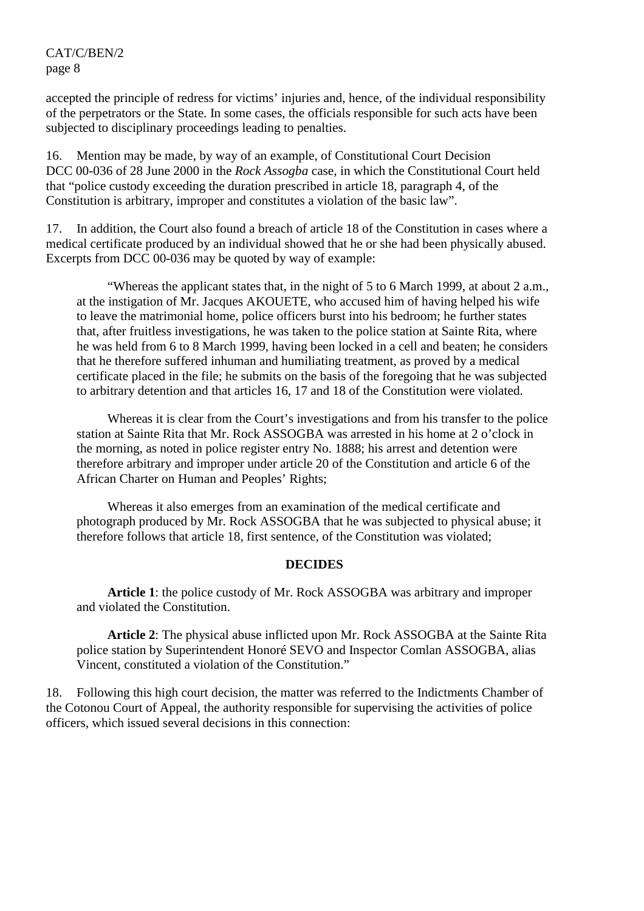accepted the principle of redress for victims' injuries and, hence, of the individual responsibility of the perpetrators or the State. In some cases, the officials responsible for such acts have been subjected to disciplinary proceedings leading to penalties.

16. Mention may be made, by way of an example, of Constitutional Court Decision DCC 00-036 of 28 June 2000 in the *Rock Assogba* case, in which the Constitutional Court held that "police custody exceeding the duration prescribed in article 18, paragraph 4, of the Constitution is arbitrary, improper and constitutes a violation of the basic law".

17. In addition, the Court also found a breach of article 18 of the Constitution in cases where a medical certificate produced by an individual showed that he or she had been physically abused. Excerpts from DCC 00-036 may be quoted by way of example:

> "Whereas the applicant states that, in the night of 5 to 6 March 1999, at about 2 a.m., at the instigation of Mr. Jacques AKOUETE, who accused him of having helped his wife to leave the matrimonial home, police officers burst into his bedroom; he further states that, after fruitless investigations, he was taken to the police station at Sainte Rita, where he was held from 6 to 8 March 1999, having been locked in a cell and beaten; he considers that he therefore suffered inhuman and humiliating treatment, as proved by a medical certificate placed in the file; he submits on the basis of the foregoing that he was subjected to arbitrary detention and that articles 16, 17 and 18 of the Constitution were violated.
>
> Whereas it is clear from the Court's investigations and from his transfer to the police station at Sainte Rita that Mr. Rock ASSOGBA was arrested in his home at 2 o'clock in the morning, as noted in police register entry No. 1888; his arrest and detention were therefore arbitrary and improper under article 20 of the Constitution and article 6 of the African Charter on Human and Peoples' Rights;
>
> Whereas it also emerges from an examination of the medical certificate and photograph produced by Mr. Rock ASSOGBA that he was subjected to physical abuse; it therefore follows that article 18, first sentence, of the Constitution was violated;
>
> **DECIDES**
>
> **Article 1**: the police custody of Mr. Rock ASSOGBA was arbitrary and improper and violated the Constitution.
>
> **Article 2**: The physical abuse inflicted upon Mr. Rock ASSOGBA at the Sainte Rita police station by Superintendent Honoré SEVO and Inspector Comlan ASSOGBA, alias Vincent, constituted a violation of the Constitution."

18. Following this high court decision, the matter was referred to the Indictments Chamber of the Cotonou Court of Appeal, the authority responsible for supervising the activities of police officers, which issued several decisions in this connection: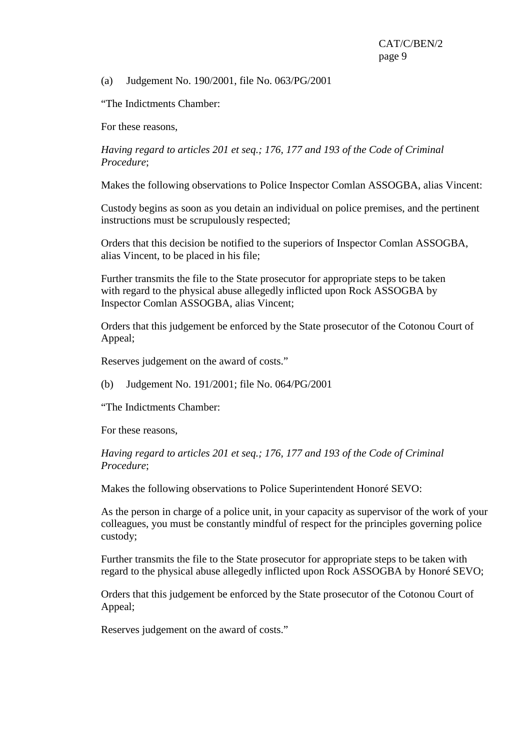(a) Judgement No. 190/2001, file No. 063/PG/2001

“The Indictments Chamber:

For these reasons,

*Having regard to articles 201 et seq.; 176, 177 and 193 of the Code of Criminal Procedure*;

Makes the following observations to Police Inspector Comlan ASSOGBA, alias Vincent:

Custody begins as soon as you detain an individual on police premises, and the pertinent instructions must be scrupulously respected;

Orders that this decision be notified to the superiors of Inspector Comlan ASSOGBA, alias Vincent, to be placed in his file;

Further transmits the file to the State prosecutor for appropriate steps to be taken with regard to the physical abuse allegedly inflicted upon Rock ASSOGBA by Inspector Comlan ASSOGBA, alias Vincent;

Orders that this judgement be enforced by the State prosecutor of the Cotonou Court of Appeal;

Reserves judgement on the award of costs.”

(b) Judgement No. 191/2001; file No. 064/PG/2001

“The Indictments Chamber:

For these reasons,

*Having regard to articles 201 et seq.; 176, 177 and 193 of the Code of Criminal Procedure*;

Makes the following observations to Police Superintendent Honoré SEVO:

As the person in charge of a police unit, in your capacity as supervisor of the work of your colleagues, you must be constantly mindful of respect for the principles governing police custody;

Further transmits the file to the State prosecutor for appropriate steps to be taken with regard to the physical abuse allegedly inflicted upon Rock ASSOGBA by Honoré SEVO;

Orders that this judgement be enforced by the State prosecutor of the Cotonou Court of Appeal;

Reserves judgement on the award of costs.”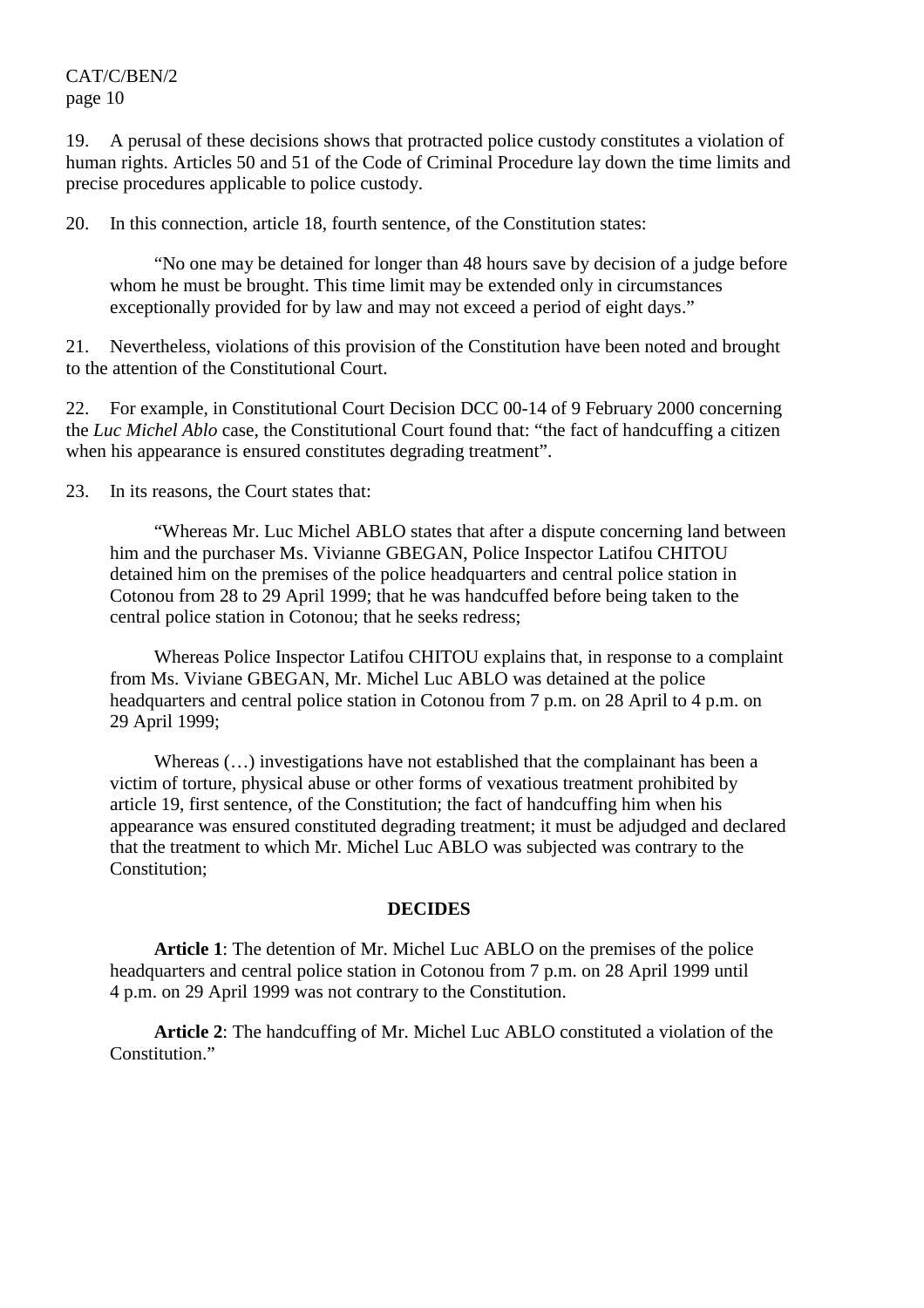19. A perusal of these decisions shows that protracted police custody constitutes a violation of human rights. Articles 50 and 51 of the Code of Criminal Procedure lay down the time limits and precise procedures applicable to police custody.

20. In this connection, article 18, fourth sentence, of the Constitution states:

> "No one may be detained for longer than 48 hours save by decision of a judge before whom he must be brought. This time limit may be extended only in circumstances exceptionally provided for by law and may not exceed a period of eight days."

21. Nevertheless, violations of this provision of the Constitution have been noted and brought to the attention of the Constitutional Court.

22. For example, in Constitutional Court Decision DCC 00-14 of 9 February 2000 concerning the *Luc Michel Ablo* case, the Constitutional Court found that: "the fact of handcuffing a citizen when his appearance is ensured constitutes degrading treatment".

23. In its reasons, the Court states that:

> "Whereas Mr. Luc Michel ABLO states that after a dispute concerning land between him and the purchaser Ms. Vivianne GBEGAN, Police Inspector Latifou CHITOU detained him on the premises of the police headquarters and central police station in Cotonou from 28 to 29 April 1999; that he was handcuffed before being taken to the central police station in Cotonou; that he seeks redress;
>
> Whereas Police Inspector Latifou CHITOU explains that, in response to a complaint from Ms. Viviane GBEGAN, Mr. Michel Luc ABLO was detained at the police headquarters and central police station in Cotonou from 7 p.m. on 28 April to 4 p.m. on 29 April 1999;
>
> Whereas (…) investigations have not established that the complainant has been a victim of torture, physical abuse or other forms of vexatious treatment prohibited by article 19, first sentence, of the Constitution; the fact of handcuffing him when his appearance was ensured constituted degrading treatment; it must be adjudged and declared that the treatment to which Mr. Michel Luc ABLO was subjected was contrary to the Constitution;
>
> **DECIDES**
>
> **Article 1**: The detention of Mr. Michel Luc ABLO on the premises of the police headquarters and central police station in Cotonou from 7 p.m. on 28 April 1999 until 4 p.m. on 29 April 1999 was not contrary to the Constitution.
>
> **Article 2**: The handcuffing of Mr. Michel Luc ABLO constituted a violation of the Constitution."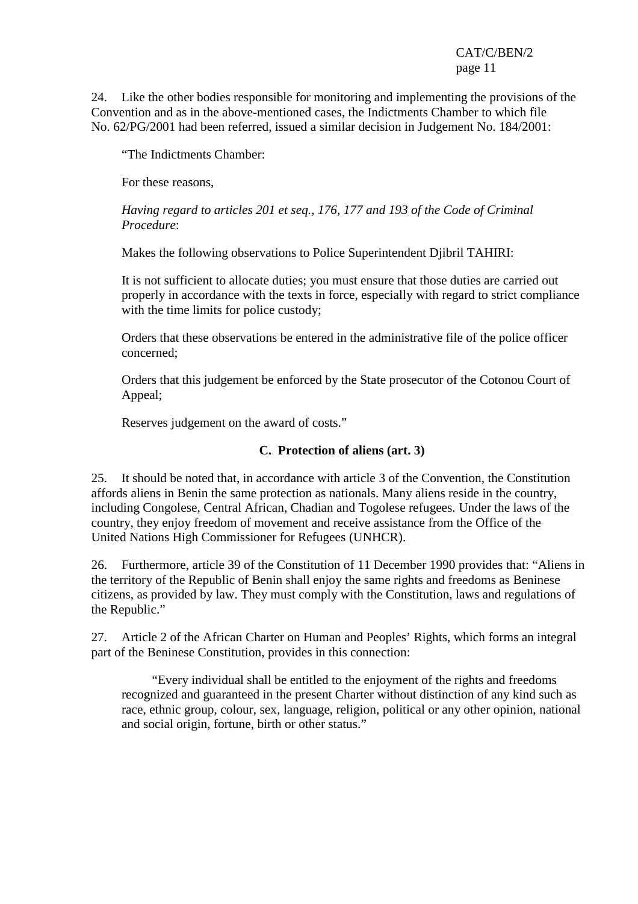24. Like the other bodies responsible for monitoring and implementing the provisions of the Convention and as in the above-mentioned cases, the Indictments Chamber to which file No. 62/PG/2001 had been referred, issued a similar decision in Judgement No. 184/2001:

> "The Indictments Chamber:
>
> For these reasons,
>
> *Having regard to articles 201 et seq., 176, 177 and 193 of the Code of Criminal Procedure*:
>
> Makes the following observations to Police Superintendent Djibril TAHIRI:
>
> It is not sufficient to allocate duties; you must ensure that those duties are carried out properly in accordance with the texts in force, especially with regard to strict compliance with the time limits for police custody;
>
> Orders that these observations be entered in the administrative file of the police officer concerned;
>
> Orders that this judgement be enforced by the State prosecutor of the Cotonou Court of Appeal;
>
> Reserves judgement on the award of costs."

### C. Protection of aliens (art. 3)

25. It should be noted that, in accordance with article 3 of the Convention, the Constitution affords aliens in Benin the same protection as nationals. Many aliens reside in the country, including Congolese, Central African, Chadian and Togolese refugees. Under the laws of the country, they enjoy freedom of movement and receive assistance from the Office of the United Nations High Commissioner for Refugees (UNHCR).

26. Furthermore, article 39 of the Constitution of 11 December 1990 provides that: "Aliens in the territory of the Republic of Benin shall enjoy the same rights and freedoms as Beninese citizens, as provided by law. They must comply with the Constitution, laws and regulations of the Republic."

27. Article 2 of the African Charter on Human and Peoples' Rights, which forms an integral part of the Beninese Constitution, provides in this connection:

> "Every individual shall be entitled to the enjoyment of the rights and freedoms recognized and guaranteed in the present Charter without distinction of any kind such as race, ethnic group, colour, sex, language, religion, political or any other opinion, national and social origin, fortune, birth or other status."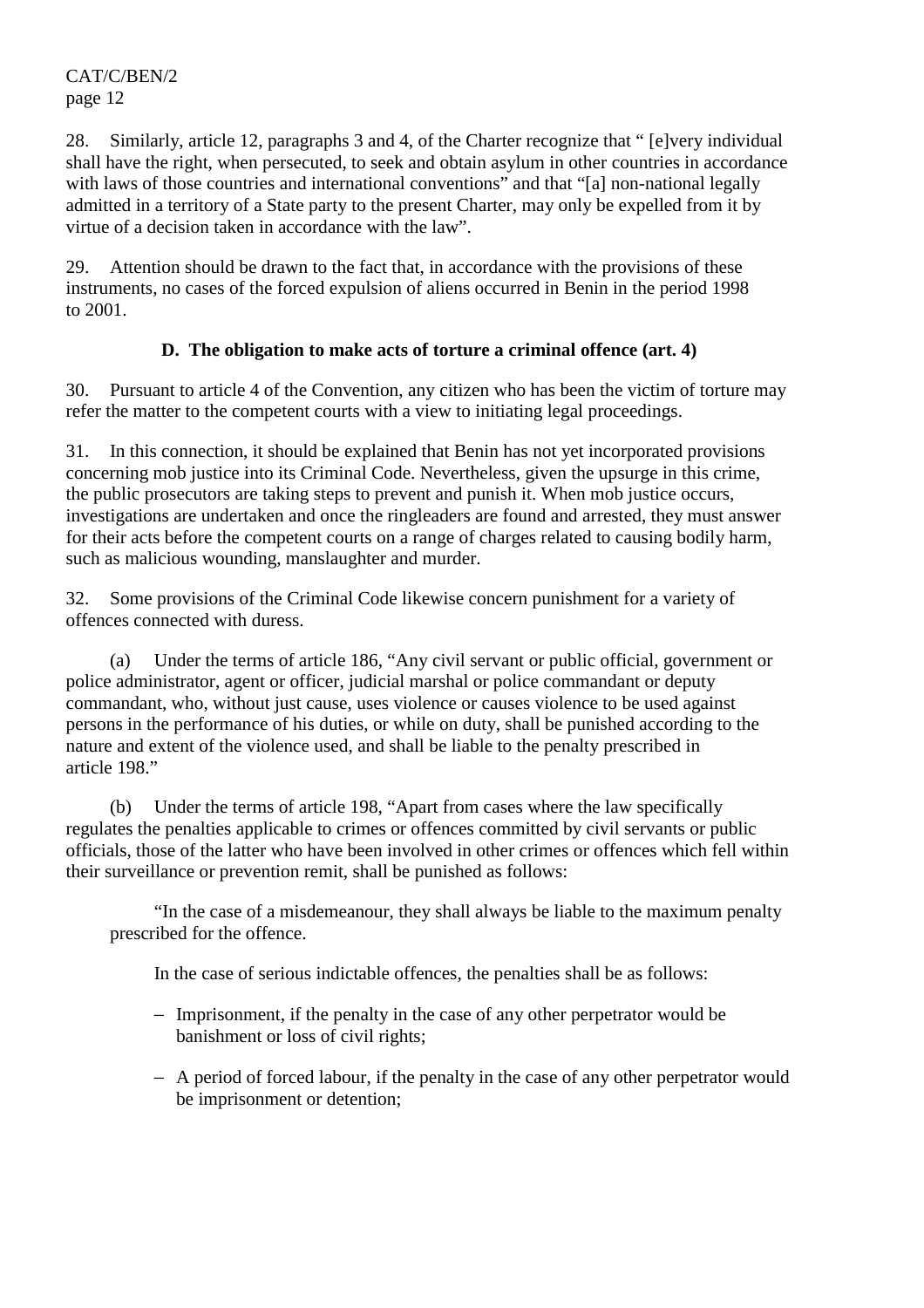28. Similarly, article 12, paragraphs 3 and 4, of the Charter recognize that " [e]very individual shall have the right, when persecuted, to seek and obtain asylum in other countries in accordance with laws of those countries and international conventions" and that "[a] non-national legally admitted in a territory of a State party to the present Charter, may only be expelled from it by virtue of a decision taken in accordance with the law".

29. Attention should be drawn to the fact that, in accordance with the provisions of these instruments, no cases of the forced expulsion of aliens occurred in Benin in the period 1998 to 2001.

### D. The obligation to make acts of torture a criminal offence (art. 4)

30. Pursuant to article 4 of the Convention, any citizen who has been the victim of torture may refer the matter to the competent courts with a view to initiating legal proceedings.

31. In this connection, it should be explained that Benin has not yet incorporated provisions concerning mob justice into its Criminal Code. Nevertheless, given the upsurge in this crime, the public prosecutors are taking steps to prevent and punish it. When mob justice occurs, investigations are undertaken and once the ringleaders are found and arrested, they must answer for their acts before the competent courts on a range of charges related to causing bodily harm, such as malicious wounding, manslaughter and murder.

32. Some provisions of the Criminal Code likewise concern punishment for a variety of offences connected with duress.

(a) Under the terms of article 186, "Any civil servant or public official, government or police administrator, agent or officer, judicial marshal or police commandant or deputy commandant, who, without just cause, uses violence or causes violence to be used against persons in the performance of his duties, or while on duty, shall be punished according to the nature and extent of the violence used, and shall be liable to the penalty prescribed in article 198."

(b) Under the terms of article 198, "Apart from cases where the law specifically regulates the penalties applicable to crimes or offences committed by civil servants or public officials, those of the latter who have been involved in other crimes or offences which fell within their surveillance or prevention remit, shall be punished as follows:

"In the case of a misdemeanour, they shall always be liable to the maximum penalty prescribed for the offence.

In the case of serious indictable offences, the penalties shall be as follows:

- Imprisonment, if the penalty in the case of any other perpetrator would be banishment or loss of civil rights;
- A period of forced labour, if the penalty in the case of any other perpetrator would be imprisonment or detention;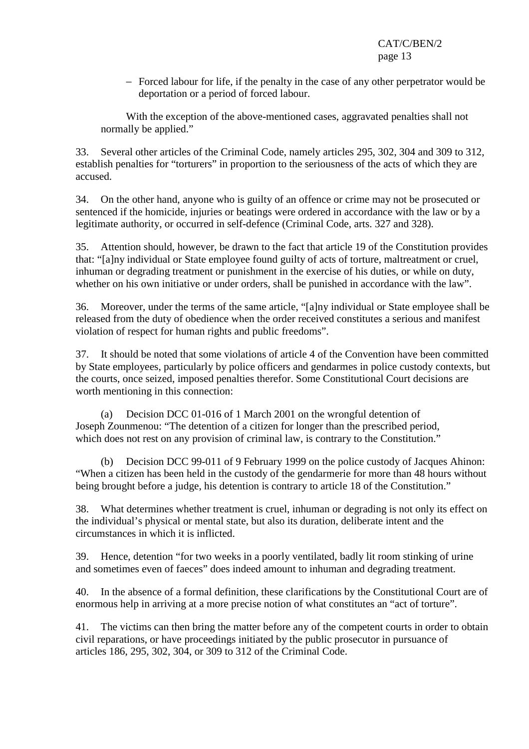- Forced labour for life, if the penalty in the case of any other perpetrator would be deportation or a period of forced labour.

With the exception of the above-mentioned cases, aggravated penalties shall not normally be applied."

33. Several other articles of the Criminal Code, namely articles 295, 302, 304 and 309 to 312, establish penalties for "torturers" in proportion to the seriousness of the acts of which they are accused.

34. On the other hand, anyone who is guilty of an offence or crime may not be prosecuted or sentenced if the homicide, injuries or beatings were ordered in accordance with the law or by a legitimate authority, or occurred in self-defence (Criminal Code, arts. 327 and 328).

35. Attention should, however, be drawn to the fact that article 19 of the Constitution provides that: "[a]ny individual or State employee found guilty of acts of torture, maltreatment or cruel, inhuman or degrading treatment or punishment in the exercise of his duties, or while on duty, whether on his own initiative or under orders, shall be punished in accordance with the law".

36. Moreover, under the terms of the same article, "[a]ny individual or State employee shall be released from the duty of obedience when the order received constitutes a serious and manifest violation of respect for human rights and public freedoms".

37. It should be noted that some violations of article 4 of the Convention have been committed by State employees, particularly by police officers and gendarmes in police custody contexts, but the courts, once seized, imposed penalties therefor. Some Constitutional Court decisions are worth mentioning in this connection:

(a) Decision DCC 01-016 of 1 March 2001 on the wrongful detention of Joseph Zounmenou: "The detention of a citizen for longer than the prescribed period, which does not rest on any provision of criminal law, is contrary to the Constitution."

(b) Decision DCC 99-011 of 9 February 1999 on the police custody of Jacques Ahinon: "When a citizen has been held in the custody of the gendarmerie for more than 48 hours without being brought before a judge, his detention is contrary to article 18 of the Constitution."

38. What determines whether treatment is cruel, inhuman or degrading is not only its effect on the individual's physical or mental state, but also its duration, deliberate intent and the circumstances in which it is inflicted.

39. Hence, detention "for two weeks in a poorly ventilated, badly lit room stinking of urine and sometimes even of faeces" does indeed amount to inhuman and degrading treatment.

40. In the absence of a formal definition, these clarifications by the Constitutional Court are of enormous help in arriving at a more precise notion of what constitutes an "act of torture".

41. The victims can then bring the matter before any of the competent courts in order to obtain civil reparations, or have proceedings initiated by the public prosecutor in pursuance of articles 186, 295, 302, 304, or 309 to 312 of the Criminal Code.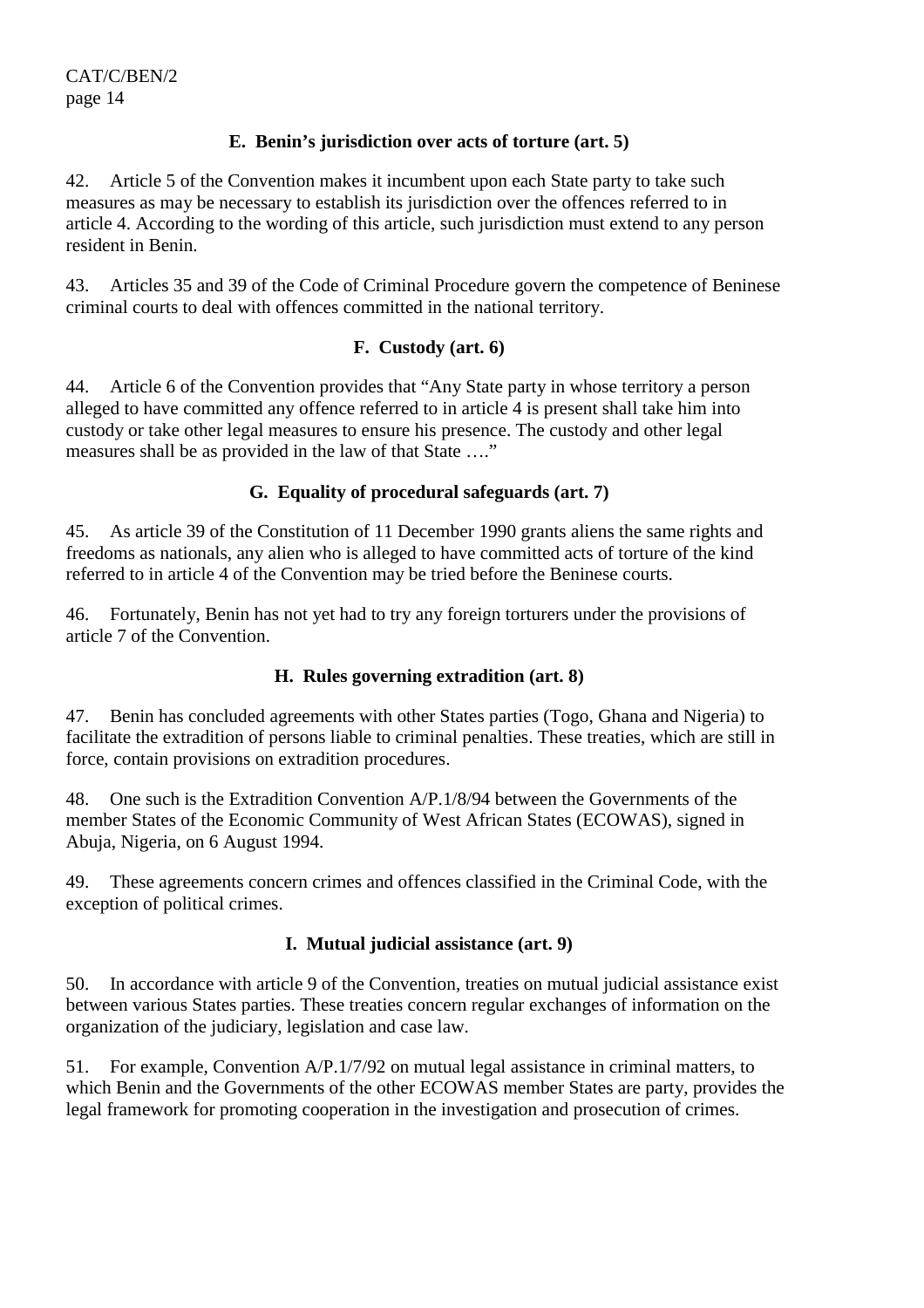### E. Benin's jurisdiction over acts of torture (art. 5)

42. Article 5 of the Convention makes it incumbent upon each State party to take such measures as may be necessary to establish its jurisdiction over the offences referred to in article 4. According to the wording of this article, such jurisdiction must extend to any person resident in Benin.

43. Articles 35 and 39 of the Code of Criminal Procedure govern the competence of Beninese criminal courts to deal with offences committed in the national territory.

### F. Custody (art. 6)

44. Article 6 of the Convention provides that "Any State party in whose territory a person alleged to have committed any offence referred to in article 4 is present shall take him into custody or take other legal measures to ensure his presence. The custody and other legal measures shall be as provided in the law of that State …."

### G. Equality of procedural safeguards (art. 7)

45. As article 39 of the Constitution of 11 December 1990 grants aliens the same rights and freedoms as nationals, any alien who is alleged to have committed acts of torture of the kind referred to in article 4 of the Convention may be tried before the Beninese courts.

46. Fortunately, Benin has not yet had to try any foreign torturers under the provisions of article 7 of the Convention.

### H. Rules governing extradition (art. 8)

47. Benin has concluded agreements with other States parties (Togo, Ghana and Nigeria) to facilitate the extradition of persons liable to criminal penalties. These treaties, which are still in force, contain provisions on extradition procedures.

48. One such is the Extradition Convention A/P.1/8/94 between the Governments of the member States of the Economic Community of West African States (ECOWAS), signed in Abuja, Nigeria, on 6 August 1994.

49. These agreements concern crimes and offences classified in the Criminal Code, with the exception of political crimes.

### I. Mutual judicial assistance (art. 9)

50. In accordance with article 9 of the Convention, treaties on mutual judicial assistance exist between various States parties. These treaties concern regular exchanges of information on the organization of the judiciary, legislation and case law.

51. For example, Convention A/P.1/7/92 on mutual legal assistance in criminal matters, to which Benin and the Governments of the other ECOWAS member States are party, provides the legal framework for promoting cooperation in the investigation and prosecution of crimes.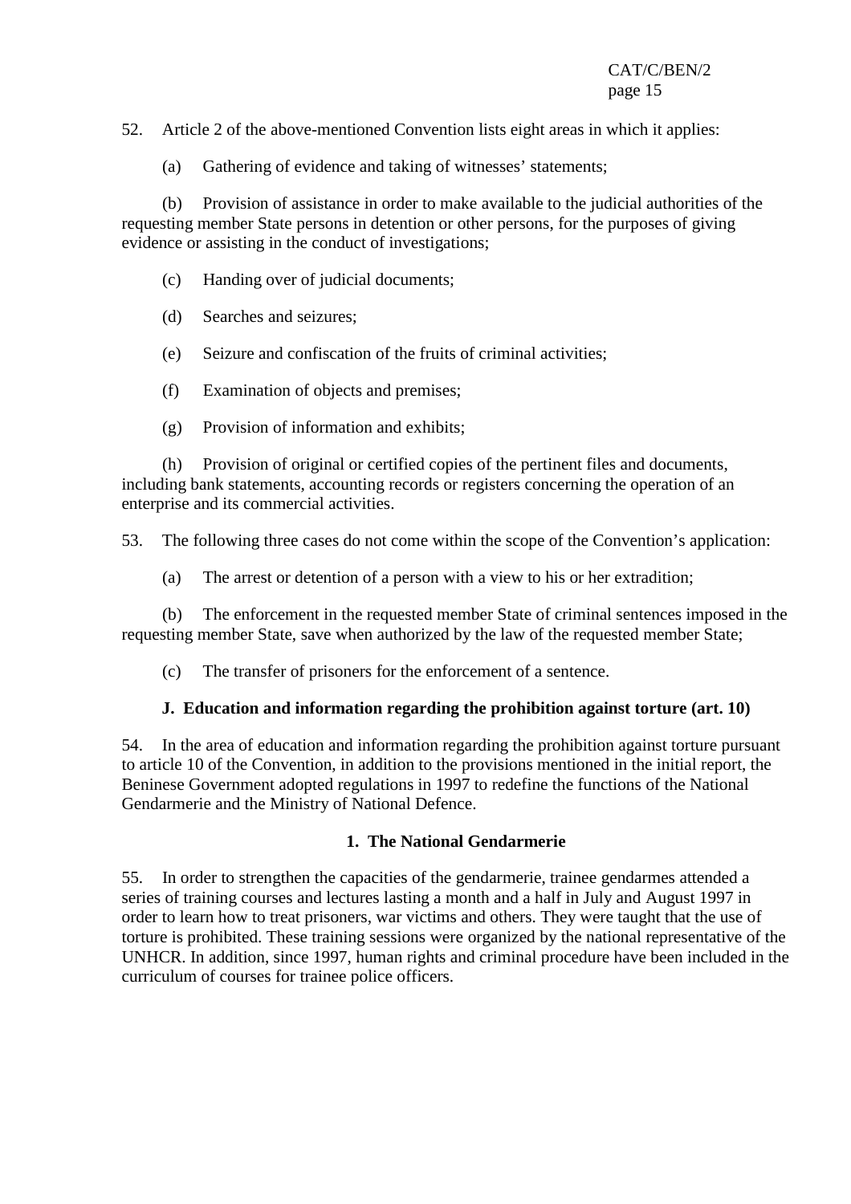52. Article 2 of the above-mentioned Convention lists eight areas in which it applies:

(a) Gathering of evidence and taking of witnesses' statements;

(b) Provision of assistance in order to make available to the judicial authorities of the requesting member State persons in detention or other persons, for the purposes of giving evidence or assisting in the conduct of investigations;

(c) Handing over of judicial documents;

(d) Searches and seizures;

(e) Seizure and confiscation of the fruits of criminal activities;

(f) Examination of objects and premises;

(g) Provision of information and exhibits;

(h) Provision of original or certified copies of the pertinent files and documents, including bank statements, accounting records or registers concerning the operation of an enterprise and its commercial activities.

53. The following three cases do not come within the scope of the Convention's application:

(a) The arrest or detention of a person with a view to his or her extradition;

(b) The enforcement in the requested member State of criminal sentences imposed in the requesting member State, save when authorized by the law of the requested member State;

(c) The transfer of prisoners for the enforcement of a sentence.

### J. Education and information regarding the prohibition against torture (art. 10)

54. In the area of education and information regarding the prohibition against torture pursuant to article 10 of the Convention, in addition to the provisions mentioned in the initial report, the Beninese Government adopted regulations in 1997 to redefine the functions of the National Gendarmerie and the Ministry of National Defence.

#### 1. The National Gendarmerie

55. In order to strengthen the capacities of the gendarmerie, trainee gendarmes attended a series of training courses and lectures lasting a month and a half in July and August 1997 in order to learn how to treat prisoners, war victims and others. They were taught that the use of torture is prohibited. These training sessions were organized by the national representative of the UNHCR. In addition, since 1997, human rights and criminal procedure have been included in the curriculum of courses for trainee police officers.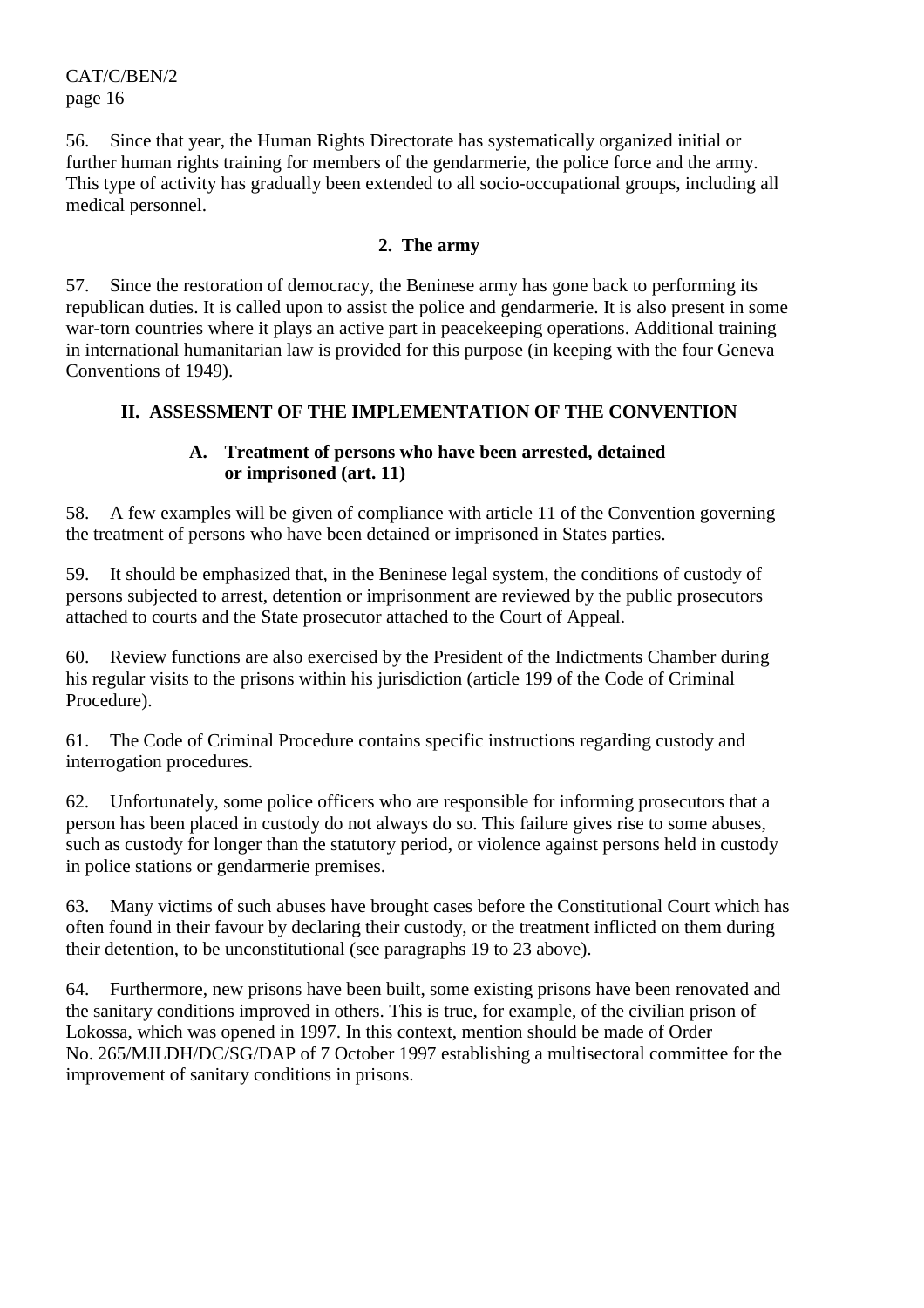56. Since that year, the Human Rights Directorate has systematically organized initial or further human rights training for members of the gendarmerie, the police force and the army. This type of activity has gradually been extended to all socio-occupational groups, including all medical personnel.

### 2. The army

57. Since the restoration of democracy, the Beninese army has gone back to performing its republican duties. It is called upon to assist the police and gendarmerie. It is also present in some war-torn countries where it plays an active part in peacekeeping operations. Additional training in international humanitarian law is provided for this purpose (in keeping with the four Geneva Conventions of 1949).

## II. ASSESSMENT OF THE IMPLEMENTATION OF THE CONVENTION

### A. Treatment of persons who have been arrested, detained or imprisoned (art. 11)

58. A few examples will be given of compliance with article 11 of the Convention governing the treatment of persons who have been detained or imprisoned in States parties.

59. It should be emphasized that, in the Beninese legal system, the conditions of custody of persons subjected to arrest, detention or imprisonment are reviewed by the public prosecutors attached to courts and the State prosecutor attached to the Court of Appeal.

60. Review functions are also exercised by the President of the Indictments Chamber during his regular visits to the prisons within his jurisdiction (article 199 of the Code of Criminal Procedure).

61. The Code of Criminal Procedure contains specific instructions regarding custody and interrogation procedures.

62. Unfortunately, some police officers who are responsible for informing prosecutors that a person has been placed in custody do not always do so. This failure gives rise to some abuses, such as custody for longer than the statutory period, or violence against persons held in custody in police stations or gendarmerie premises.

63. Many victims of such abuses have brought cases before the Constitutional Court which has often found in their favour by declaring their custody, or the treatment inflicted on them during their detention, to be unconstitutional (see paragraphs 19 to 23 above).

64. Furthermore, new prisons have been built, some existing prisons have been renovated and the sanitary conditions improved in others. This is true, for example, of the civilian prison of Lokossa, which was opened in 1997. In this context, mention should be made of Order No. 265/MJLDH/DC/SG/DAP of 7 October 1997 establishing a multisectoral committee for the improvement of sanitary conditions in prisons.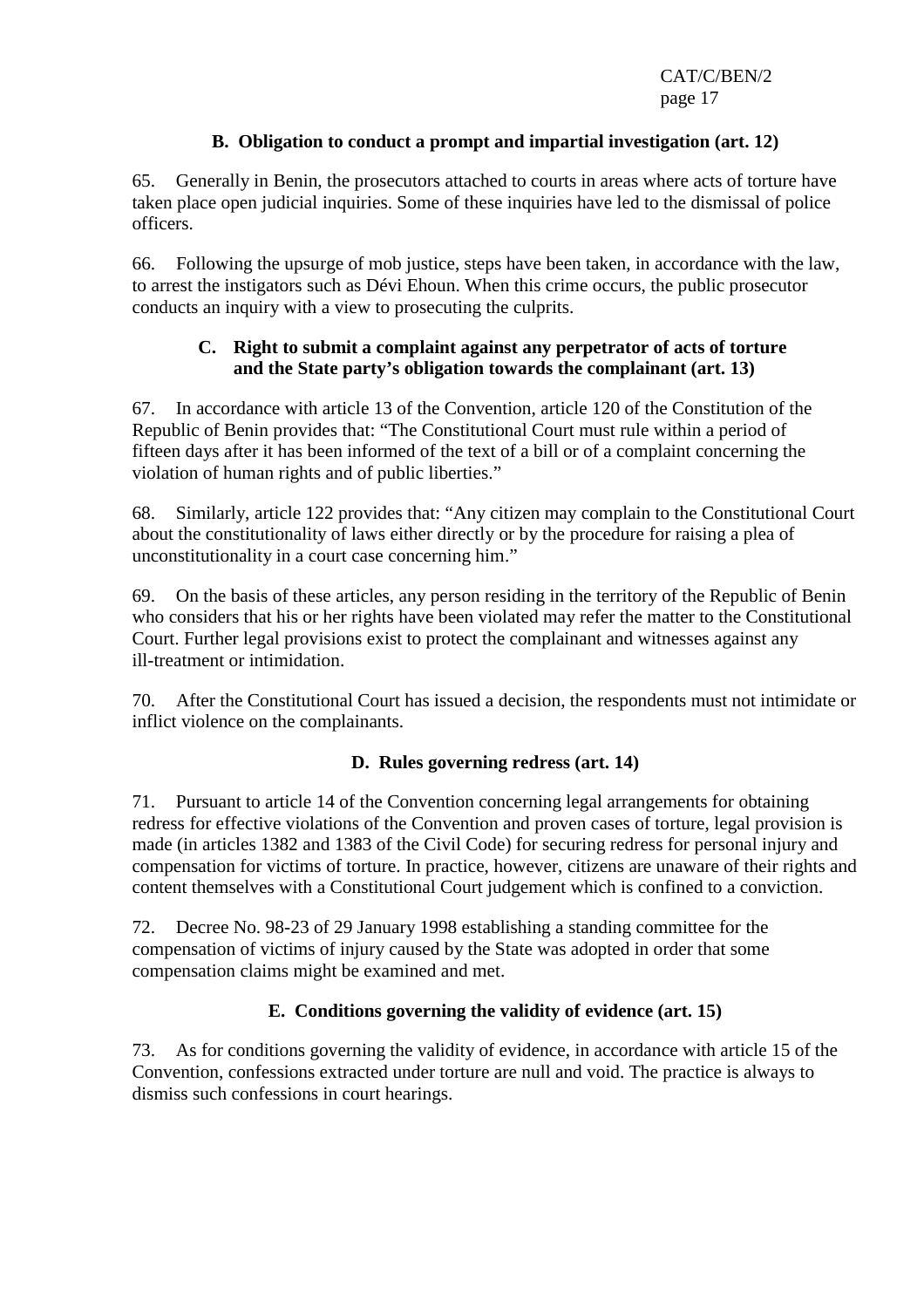### B. Obligation to conduct a prompt and impartial investigation (art. 12)

65. Generally in Benin, the prosecutors attached to courts in areas where acts of torture have taken place open judicial inquiries. Some of these inquiries have led to the dismissal of police officers.

66. Following the upsurge of mob justice, steps have been taken, in accordance with the law, to arrest the instigators such as Dévi Ehoun. When this crime occurs, the public prosecutor conducts an inquiry with a view to prosecuting the culprits.

### C. Right to submit a complaint against any perpetrator of acts of torture and the State party's obligation towards the complainant (art. 13)

67. In accordance with article 13 of the Convention, article 120 of the Constitution of the Republic of Benin provides that: "The Constitutional Court must rule within a period of fifteen days after it has been informed of the text of a bill or of a complaint concerning the violation of human rights and of public liberties."

68. Similarly, article 122 provides that: "Any citizen may complain to the Constitutional Court about the constitutionality of laws either directly or by the procedure for raising a plea of unconstitutionality in a court case concerning him."

69. On the basis of these articles, any person residing in the territory of the Republic of Benin who considers that his or her rights have been violated may refer the matter to the Constitutional Court. Further legal provisions exist to protect the complainant and witnesses against any ill-treatment or intimidation.

70. After the Constitutional Court has issued a decision, the respondents must not intimidate or inflict violence on the complainants.

### D. Rules governing redress (art. 14)

71. Pursuant to article 14 of the Convention concerning legal arrangements for obtaining redress for effective violations of the Convention and proven cases of torture, legal provision is made (in articles 1382 and 1383 of the Civil Code) for securing redress for personal injury and compensation for victims of torture. In practice, however, citizens are unaware of their rights and content themselves with a Constitutional Court judgement which is confined to a conviction.

72. Decree No. 98-23 of 29 January 1998 establishing a standing committee for the compensation of victims of injury caused by the State was adopted in order that some compensation claims might be examined and met.

### E. Conditions governing the validity of evidence (art. 15)

73. As for conditions governing the validity of evidence, in accordance with article 15 of the Convention, confessions extracted under torture are null and void. The practice is always to dismiss such confessions in court hearings.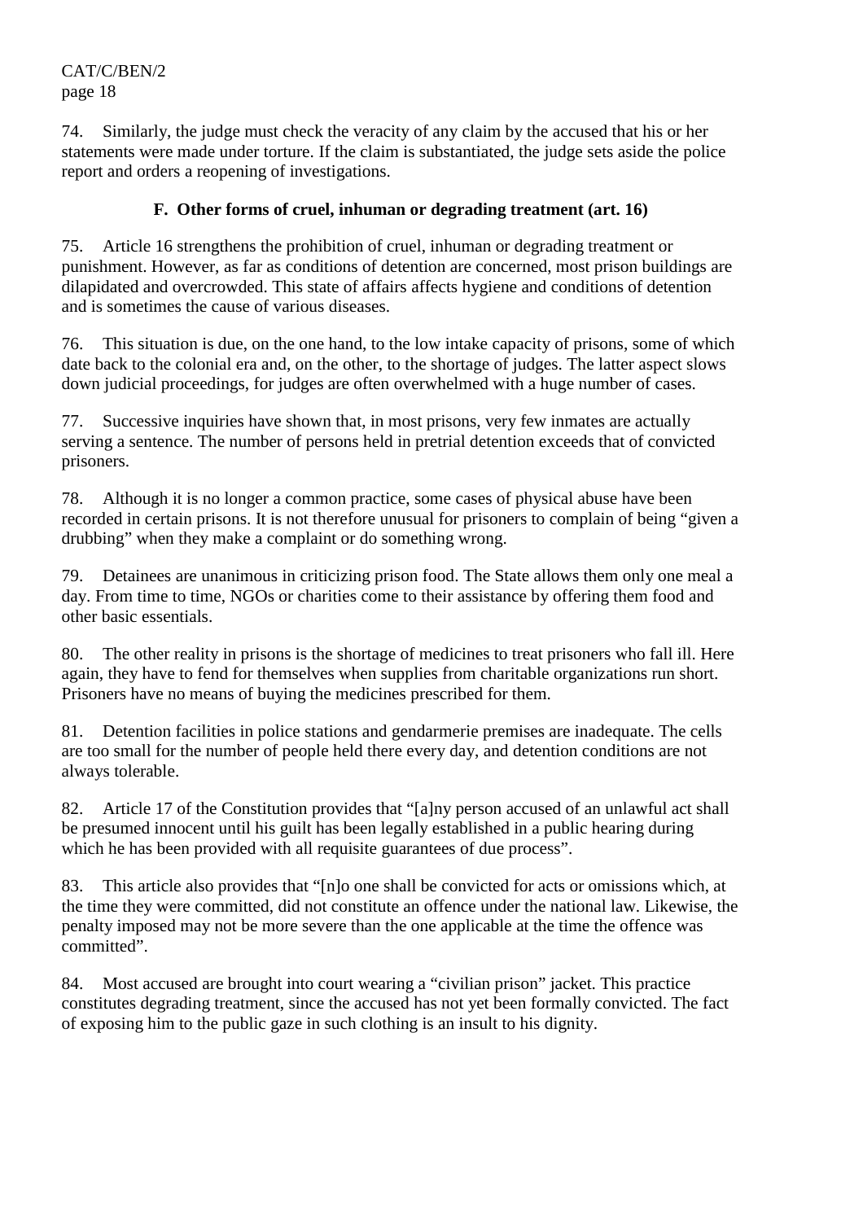74. Similarly, the judge must check the veracity of any claim by the accused that his or her statements were made under torture. If the claim is substantiated, the judge sets aside the police report and orders a reopening of investigations.

### F. Other forms of cruel, inhuman or degrading treatment (art. 16)

75. Article 16 strengthens the prohibition of cruel, inhuman or degrading treatment or punishment. However, as far as conditions of detention are concerned, most prison buildings are dilapidated and overcrowded. This state of affairs affects hygiene and conditions of detention and is sometimes the cause of various diseases.

76. This situation is due, on the one hand, to the low intake capacity of prisons, some of which date back to the colonial era and, on the other, to the shortage of judges. The latter aspect slows down judicial proceedings, for judges are often overwhelmed with a huge number of cases.

77. Successive inquiries have shown that, in most prisons, very few inmates are actually serving a sentence. The number of persons held in pretrial detention exceeds that of convicted prisoners.

78. Although it is no longer a common practice, some cases of physical abuse have been recorded in certain prisons. It is not therefore unusual for prisoners to complain of being "given a drubbing" when they make a complaint or do something wrong.

79. Detainees are unanimous in criticizing prison food. The State allows them only one meal a day. From time to time, NGOs or charities come to their assistance by offering them food and other basic essentials.

80. The other reality in prisons is the shortage of medicines to treat prisoners who fall ill. Here again, they have to fend for themselves when supplies from charitable organizations run short. Prisoners have no means of buying the medicines prescribed for them.

81. Detention facilities in police stations and gendarmerie premises are inadequate. The cells are too small for the number of people held there every day, and detention conditions are not always tolerable.

82. Article 17 of the Constitution provides that "[a]ny person accused of an unlawful act shall be presumed innocent until his guilt has been legally established in a public hearing during which he has been provided with all requisite guarantees of due process".

83. This article also provides that "[n]o one shall be convicted for acts or omissions which, at the time they were committed, did not constitute an offence under the national law. Likewise, the penalty imposed may not be more severe than the one applicable at the time the offence was committed".

84. Most accused are brought into court wearing a "civilian prison" jacket. This practice constitutes degrading treatment, since the accused has not yet been formally convicted. The fact of exposing him to the public gaze in such clothing is an insult to his dignity.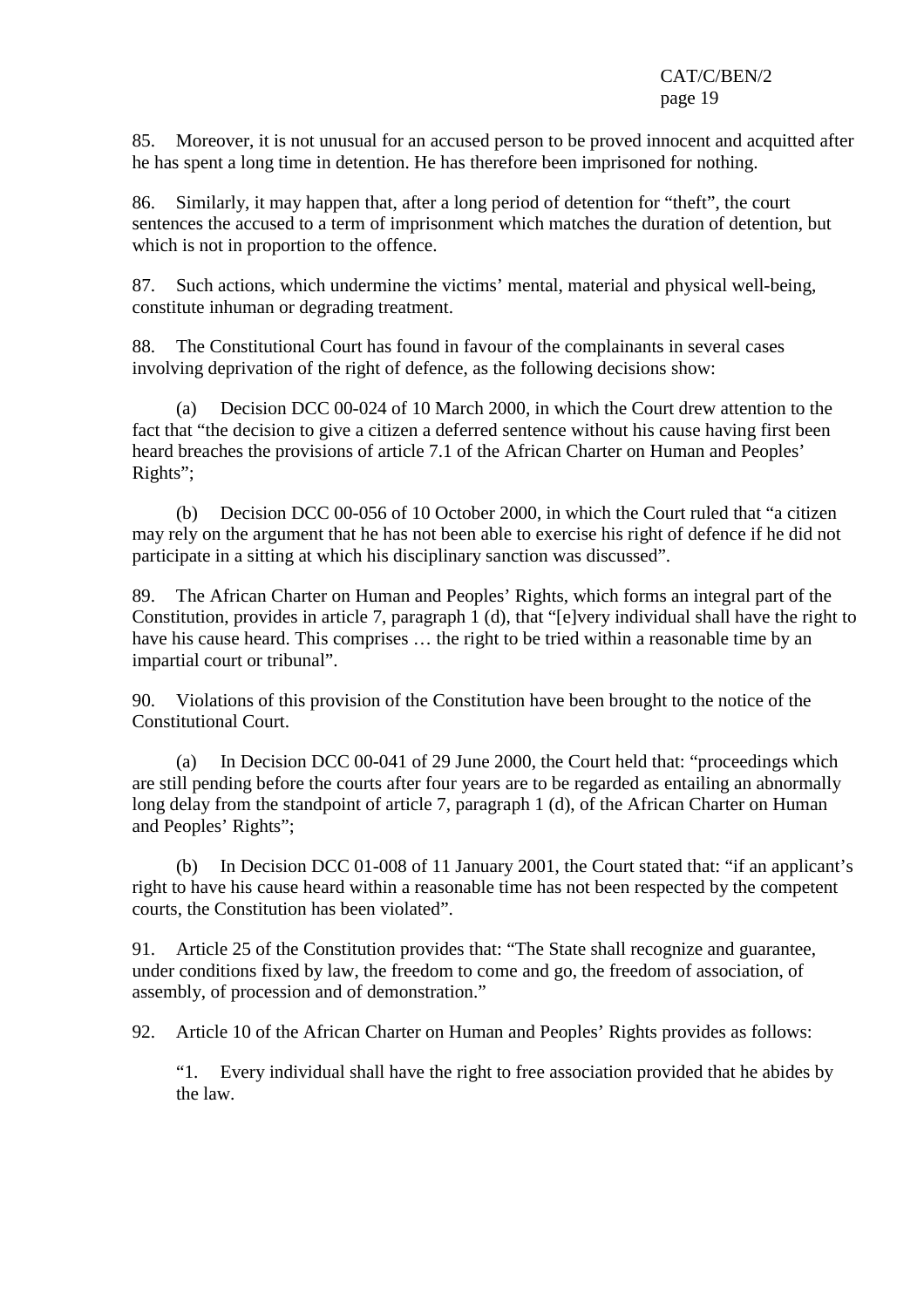85. Moreover, it is not unusual for an accused person to be proved innocent and acquitted after he has spent a long time in detention. He has therefore been imprisoned for nothing.

86. Similarly, it may happen that, after a long period of detention for "theft", the court sentences the accused to a term of imprisonment which matches the duration of detention, but which is not in proportion to the offence.

87. Such actions, which undermine the victims' mental, material and physical well-being, constitute inhuman or degrading treatment.

88. The Constitutional Court has found in favour of the complainants in several cases involving deprivation of the right of defence, as the following decisions show:

(a) Decision DCC 00-024 of 10 March 2000, in which the Court drew attention to the fact that "the decision to give a citizen a deferred sentence without his cause having first been heard breaches the provisions of article 7.1 of the African Charter on Human and Peoples' Rights";

(b) Decision DCC 00-056 of 10 October 2000, in which the Court ruled that "a citizen may rely on the argument that he has not been able to exercise his right of defence if he did not participate in a sitting at which his disciplinary sanction was discussed".

89. The African Charter on Human and Peoples' Rights, which forms an integral part of the Constitution, provides in article 7, paragraph 1 (d), that "[e]very individual shall have the right to have his cause heard. This comprises … the right to be tried within a reasonable time by an impartial court or tribunal".

90. Violations of this provision of the Constitution have been brought to the notice of the Constitutional Court.

(a) In Decision DCC 00-041 of 29 June 2000, the Court held that: "proceedings which are still pending before the courts after four years are to be regarded as entailing an abnormally long delay from the standpoint of article 7, paragraph 1 (d), of the African Charter on Human and Peoples' Rights";

(b) In Decision DCC 01-008 of 11 January 2001, the Court stated that: "if an applicant's right to have his cause heard within a reasonable time has not been respected by the competent courts, the Constitution has been violated".

91. Article 25 of the Constitution provides that: "The State shall recognize and guarantee, under conditions fixed by law, the freedom to come and go, the freedom of association, of assembly, of procession and of demonstration."

92. Article 10 of the African Charter on Human and Peoples' Rights provides as follows:

> "1. Every individual shall have the right to free association provided that he abides by the law.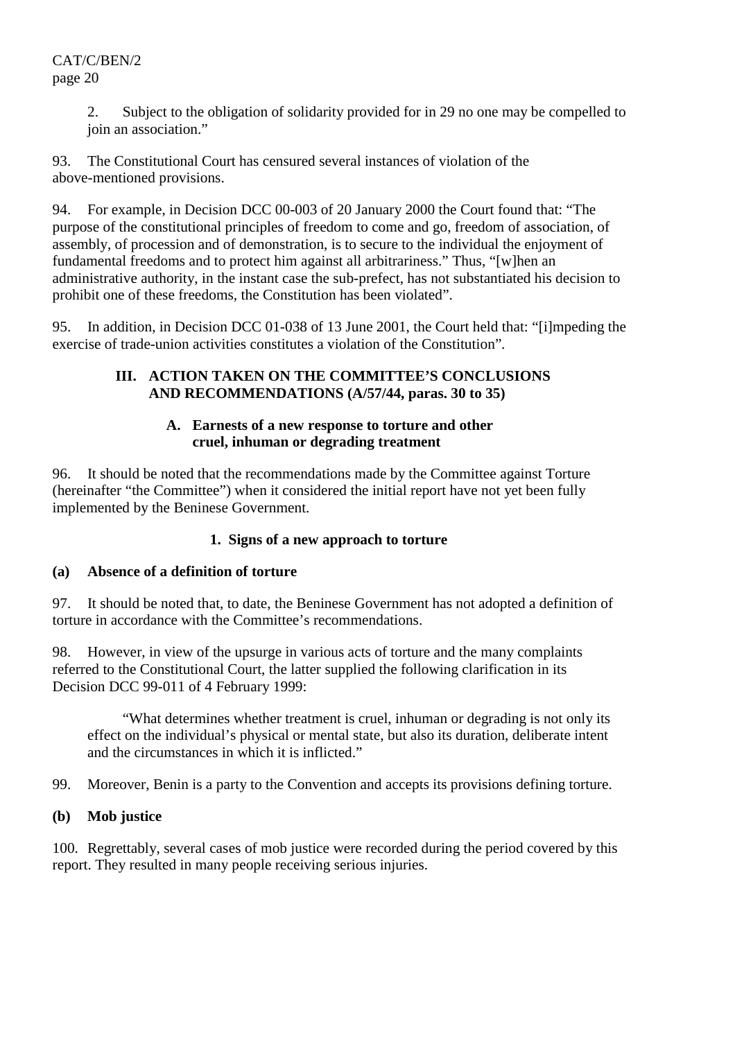2. Subject to the obligation of solidarity provided for in 29 no one may be compelled to join an association."

93. The Constitutional Court has censured several instances of violation of the above-mentioned provisions.

94. For example, in Decision DCC 00-003 of 20 January 2000 the Court found that: "The purpose of the constitutional principles of freedom to come and go, freedom of association, of assembly, of procession and of demonstration, is to secure to the individual the enjoyment of fundamental freedoms and to protect him against all arbitrariness." Thus, "[w]hen an administrative authority, in the instant case the sub-prefect, has not substantiated his decision to prohibit one of these freedoms, the Constitution has been violated".

95. In addition, in Decision DCC 01-038 of 13 June 2001, the Court held that: "[i]mpeding the exercise of trade-union activities constitutes a violation of the Constitution".

## III. ACTION TAKEN ON THE COMMITTEE'S CONCLUSIONS AND RECOMMENDATIONS (A/57/44, paras. 30 to 35)

### A. Earnests of a new response to torture and other cruel, inhuman or degrading treatment

96. It should be noted that the recommendations made by the Committee against Torture (hereinafter "the Committee") when it considered the initial report have not yet been fully implemented by the Beninese Government.

#### 1. Signs of a new approach to torture

**(a) Absence of a definition of torture**

97. It should be noted that, to date, the Beninese Government has not adopted a definition of torture in accordance with the Committee's recommendations.

98. However, in view of the upsurge in various acts of torture and the many complaints referred to the Constitutional Court, the latter supplied the following clarification in its Decision DCC 99-011 of 4 February 1999:

> "What determines whether treatment is cruel, inhuman or degrading is not only its effect on the individual's physical or mental state, but also its duration, deliberate intent and the circumstances in which it is inflicted."

99. Moreover, Benin is a party to the Convention and accepts its provisions defining torture.

**(b) Mob justice**

100. Regrettably, several cases of mob justice were recorded during the period covered by this report. They resulted in many people receiving serious injuries.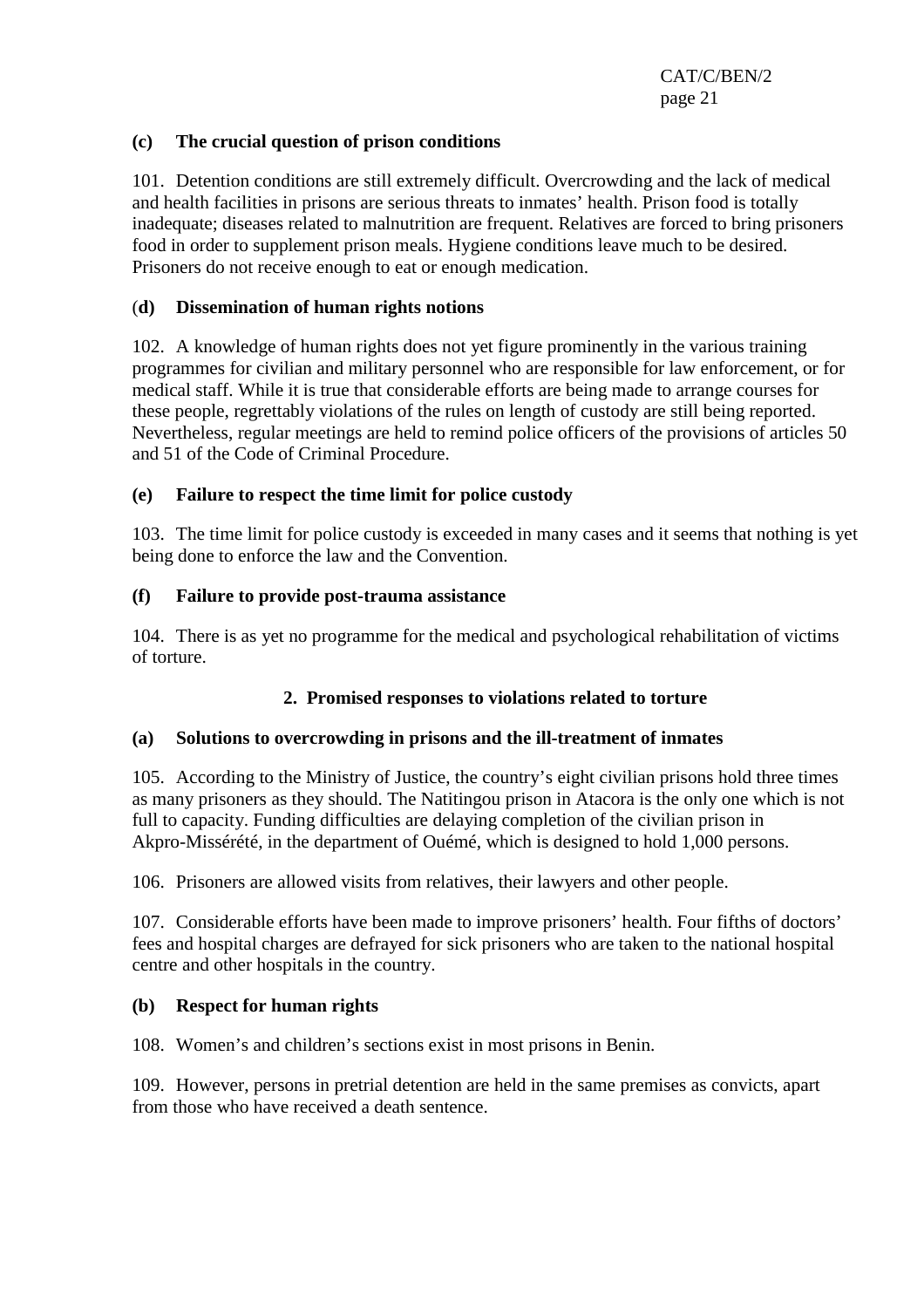**(c) The crucial question of prison conditions**

101. Detention conditions are still extremely difficult. Overcrowding and the lack of medical and health facilities in prisons are serious threats to inmates' health. Prison food is totally inadequate; diseases related to malnutrition are frequent. Relatives are forced to bring prisoners food in order to supplement prison meals. Hygiene conditions leave much to be desired. Prisoners do not receive enough to eat or enough medication.

**(d) Dissemination of human rights notions**

102. A knowledge of human rights does not yet figure prominently in the various training programmes for civilian and military personnel who are responsible for law enforcement, or for medical staff. While it is true that considerable efforts are being made to arrange courses for these people, regrettably violations of the rules on length of custody are still being reported. Nevertheless, regular meetings are held to remind police officers of the provisions of articles 50 and 51 of the Code of Criminal Procedure.

**(e) Failure to respect the time limit for police custody**

103. The time limit for police custody is exceeded in many cases and it seems that nothing is yet being done to enforce the law and the Convention.

**(f) Failure to provide post-trauma assistance**

104. There is as yet no programme for the medical and psychological rehabilitation of victims of torture.

## 2. Promised responses to violations related to torture

**(a) Solutions to overcrowding in prisons and the ill-treatment of inmates**

105. According to the Ministry of Justice, the country's eight civilian prisons hold three times as many prisoners as they should. The Natitingou prison in Atacora is the only one which is not full to capacity. Funding difficulties are delaying completion of the civilian prison in Akpro-Missérété, in the department of Ouémé, which is designed to hold 1,000 persons.

106. Prisoners are allowed visits from relatives, their lawyers and other people.

107. Considerable efforts have been made to improve prisoners' health. Four fifths of doctors' fees and hospital charges are defrayed for sick prisoners who are taken to the national hospital centre and other hospitals in the country.

**(b) Respect for human rights**

108. Women's and children's sections exist in most prisons in Benin.

109. However, persons in pretrial detention are held in the same premises as convicts, apart from those who have received a death sentence.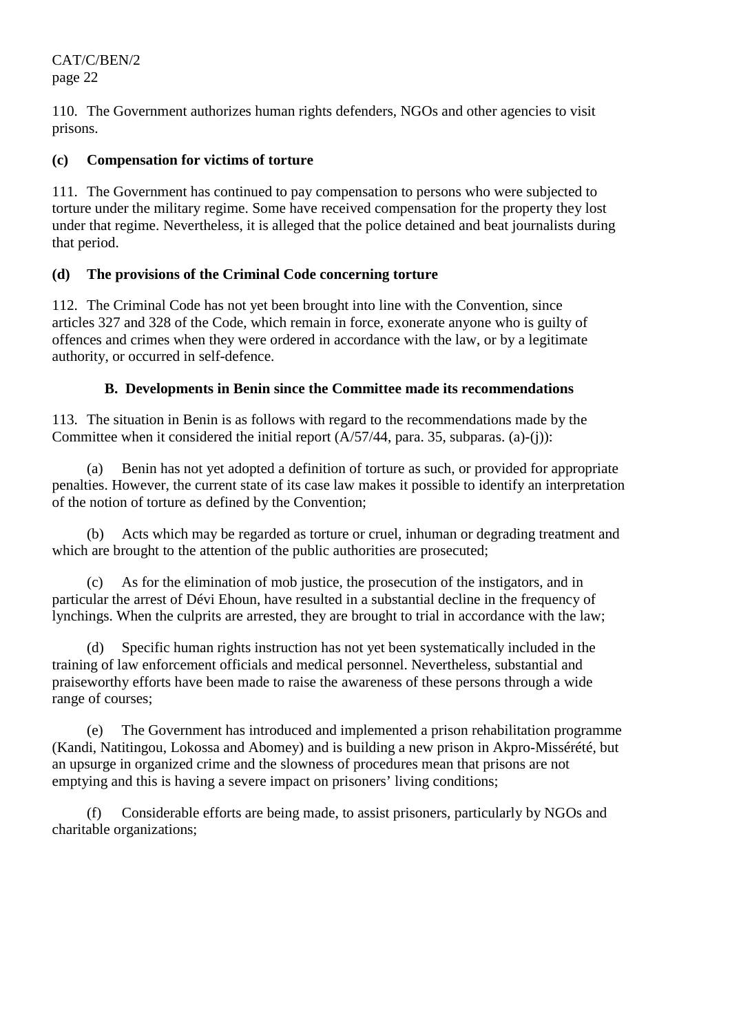110. The Government authorizes human rights defenders, NGOs and other agencies to visit prisons.

**(c) Compensation for victims of torture**

111. The Government has continued to pay compensation to persons who were subjected to torture under the military regime. Some have received compensation for the property they lost under that regime. Nevertheless, it is alleged that the police detained and beat journalists during that period.

**(d) The provisions of the Criminal Code concerning torture**

112. The Criminal Code has not yet been brought into line with the Convention, since articles 327 and 328 of the Code, which remain in force, exonerate anyone who is guilty of offences and crimes when they were ordered in accordance with the law, or by a legitimate authority, or occurred in self-defence.

**B. Developments in Benin since the Committee made its recommendations**

113. The situation in Benin is as follows with regard to the recommendations made by the Committee when it considered the initial report (A/57/44, para. 35, subparas. (a)-(j)):

(a) Benin has not yet adopted a definition of torture as such, or provided for appropriate penalties. However, the current state of its case law makes it possible to identify an interpretation of the notion of torture as defined by the Convention;

(b) Acts which may be regarded as torture or cruel, inhuman or degrading treatment and which are brought to the attention of the public authorities are prosecuted;

(c) As for the elimination of mob justice, the prosecution of the instigators, and in particular the arrest of Dévi Ehoun, have resulted in a substantial decline in the frequency of lynchings. When the culprits are arrested, they are brought to trial in accordance with the law;

(d) Specific human rights instruction has not yet been systematically included in the training of law enforcement officials and medical personnel. Nevertheless, substantial and praiseworthy efforts have been made to raise the awareness of these persons through a wide range of courses;

(e) The Government has introduced and implemented a prison rehabilitation programme (Kandi, Natitingou, Lokossa and Abomey) and is building a new prison in Akpro-Missérété, but an upsurge in organized crime and the slowness of procedures mean that prisons are not emptying and this is having a severe impact on prisoners' living conditions;

(f) Considerable efforts are being made, to assist prisoners, particularly by NGOs and charitable organizations;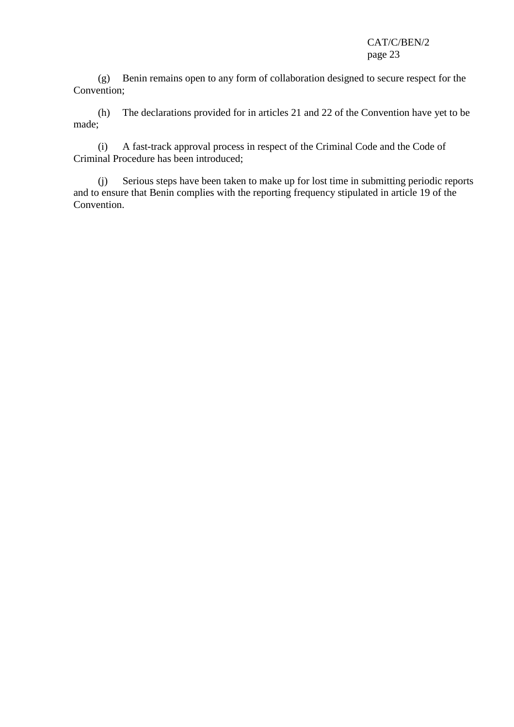(g) Benin remains open to any form of collaboration designed to secure respect for the Convention;

(h) The declarations provided for in articles 21 and 22 of the Convention have yet to be made;

(i) A fast-track approval process in respect of the Criminal Code and the Code of Criminal Procedure has been introduced;

(j) Serious steps have been taken to make up for lost time in submitting periodic reports and to ensure that Benin complies with the reporting frequency stipulated in article 19 of the Convention.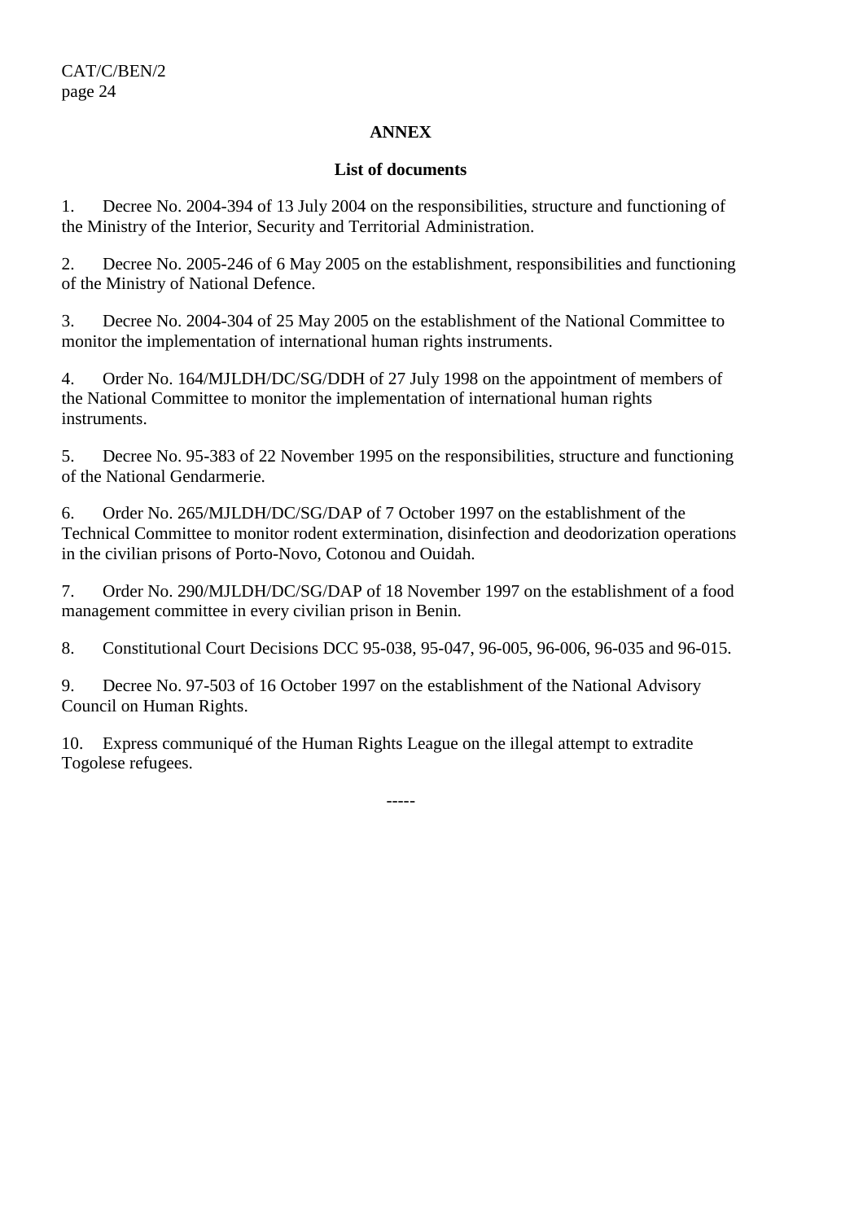## ANNEX

### List of documents

1. Decree No. 2004-394 of 13 July 2004 on the responsibilities, structure and functioning of the Ministry of the Interior, Security and Territorial Administration.

2. Decree No. 2005-246 of 6 May 2005 on the establishment, responsibilities and functioning of the Ministry of National Defence.

3. Decree No. 2004-304 of 25 May 2005 on the establishment of the National Committee to monitor the implementation of international human rights instruments.

4. Order No. 164/MJLDH/DC/SG/DDH of 27 July 1998 on the appointment of members of the National Committee to monitor the implementation of international human rights instruments.

5. Decree No. 95-383 of 22 November 1995 on the responsibilities, structure and functioning of the National Gendarmerie.

6. Order No. 265/MJLDH/DC/SG/DAP of 7 October 1997 on the establishment of the Technical Committee to monitor rodent extermination, disinfection and deodorization operations in the civilian prisons of Porto-Novo, Cotonou and Ouidah.

7. Order No. 290/MJLDH/DC/SG/DAP of 18 November 1997 on the establishment of a food management committee in every civilian prison in Benin.

8. Constitutional Court Decisions DCC 95-038, 95-047, 96-005, 96-006, 96-035 and 96-015.

9. Decree No. 97-503 of 16 October 1997 on the establishment of the National Advisory Council on Human Rights.

10. Express communiqué of the Human Rights League on the illegal attempt to extradite Togolese refugees.

-----